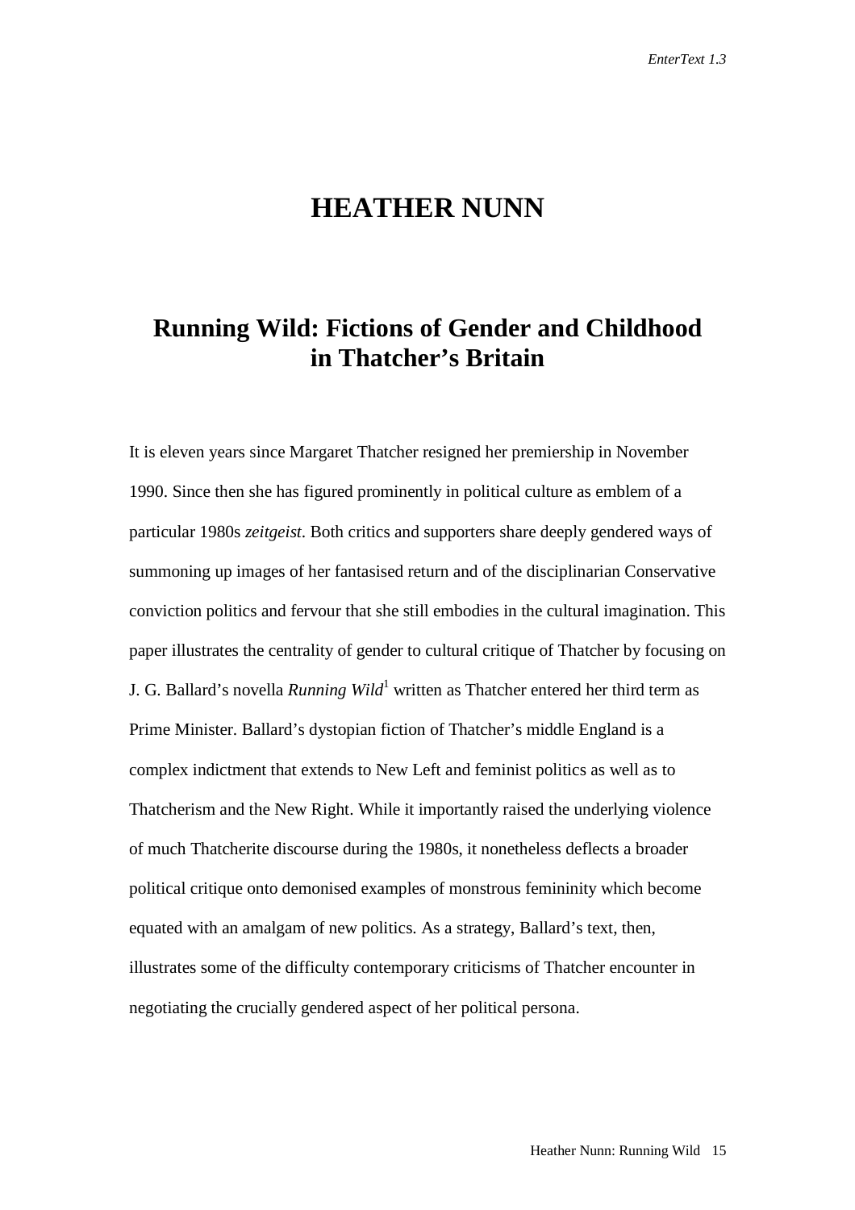# HEATHER NUNN

## Running Wild: Fictions of Gender and Childhood in Thatcher's Britain

It is eleven years since Margaret Thatcher resigned her premiership in November 1990. Since then she has figured prominently in political culture as emblem of a particular 1980s *zeitgeist*. Both critics and supporters share deeply gendered ways of summoning up images of her fantasised return and of the disciplinarian Conservative conviction politics and fervour that she still embodies in the cultural imagination. This paper illustrates the centrality of gender to cultural critique of Thatcher by focusing on J. G. Ballard's novella *Running Wild*[1] written as Thatcher entered her third term as Prime Minister. Ballard's dystopian fiction of Thatcher's middle England is a complex indictment that extends to New Left and feminist politics as well as to Thatcherism and the New Right. While it importantly raised the underlying violence of much Thatcherite discourse during the 1980s, it nonetheless deflects a broader political critique onto demonised examples of monstrous femininity which become equated with an amalgam of new politics. As a strategy, Ballard's text, then, illustrates some of the difficulty contemporary criticisms of Thatcher encounter in negotiating the crucially gendered aspect of her political persona.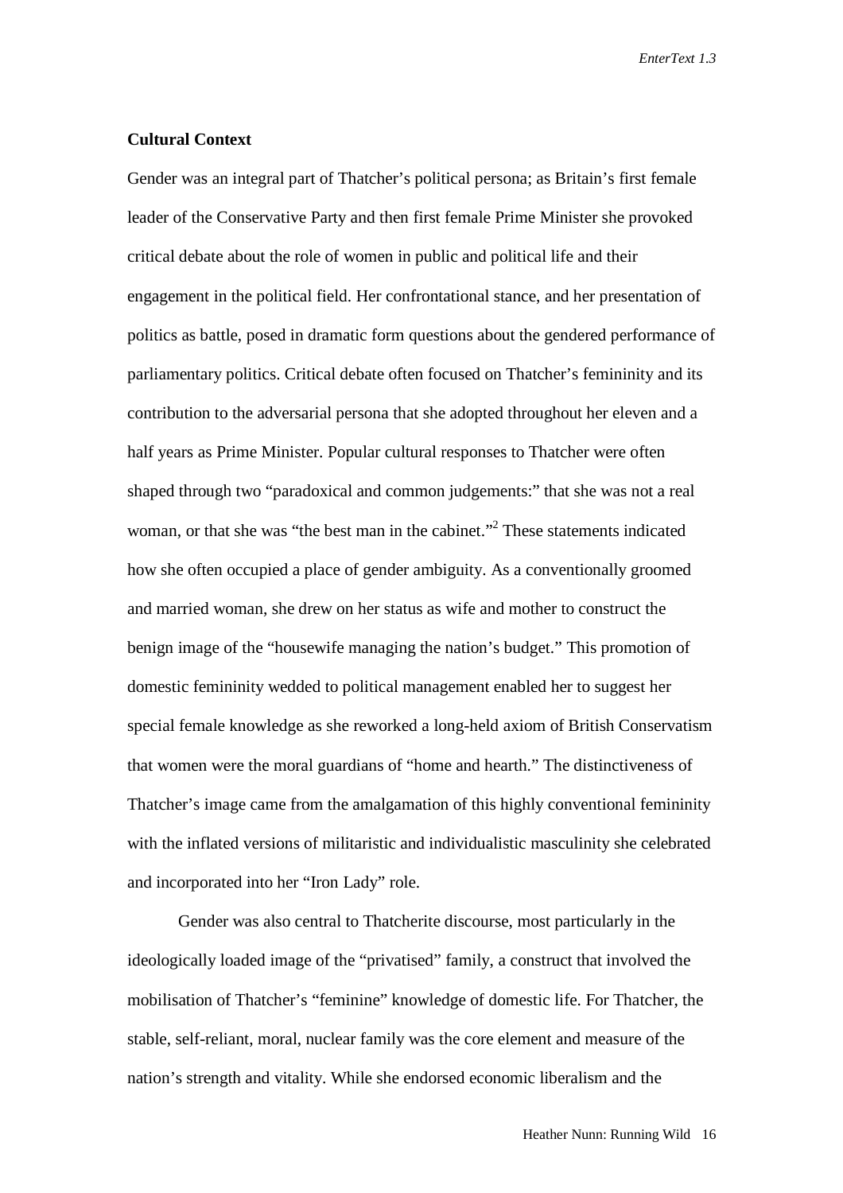## Cultural Context

Gender was an integral part of Thatcher's political persona; as Britain's first female leader of the Conservative Party and then first female Prime Minister she provoked critical debate about the role of women in public and political life and their engagement in the political field. Her confrontational stance, and her presentation of politics as battle, posed in dramatic form questions about the gendered performance of parliamentary politics. Critical debate often focused on Thatcher's femininity and its contribution to the adversarial persona that she adopted throughout her eleven and a half years as Prime Minister. Popular cultural responses to Thatcher were often shaped through two "paradoxical and common judgements:" that she was not a real woman, or that she was "the best man in the cabinet."[2] These statements indicated how she often occupied a place of gender ambiguity. As a conventionally groomed and married woman, she drew on her status as wife and mother to construct the benign image of the "housewife managing the nation's budget." This promotion of domestic femininity wedded to political management enabled her to suggest her special female knowledge as she reworked a long-held axiom of British Conservatism that women were the moral guardians of "home and hearth." The distinctiveness of Thatcher's image came from the amalgamation of this highly conventional femininity with the inflated versions of militaristic and individualistic masculinity she celebrated and incorporated into her "Iron Lady" role.

Gender was also central to Thatcherite discourse, most particularly in the ideologically loaded image of the "privatised" family, a construct that involved the mobilisation of Thatcher's "feminine" knowledge of domestic life. For Thatcher, the stable, self-reliant, moral, nuclear family was the core element and measure of the nation's strength and vitality. While she endorsed economic liberalism and the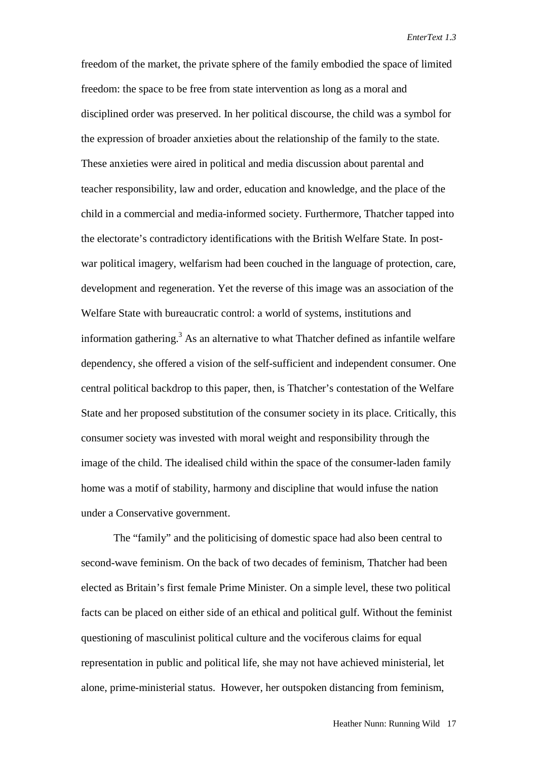freedom of the market, the private sphere of the family embodied the space of limited freedom: the space to be free from state intervention as long as a moral and disciplined order was preserved. In her political discourse, the child was a symbol for the expression of broader anxieties about the relationship of the family to the state. These anxieties were aired in political and media discussion about parental and teacher responsibility, law and order, education and knowledge, and the place of the child in a commercial and media-informed society. Furthermore, Thatcher tapped into the electorate's contradictory identifications with the British Welfare State. In post-war political imagery, welfarism had been couched in the language of protection, care, development and regeneration. Yet the reverse of this image was an association of the Welfare State with bureaucratic control: a world of systems, institutions and information gathering.[3] As an alternative to what Thatcher defined as infantile welfare dependency, she offered a vision of the self-sufficient and independent consumer. One central political backdrop to this paper, then, is Thatcher's contestation of the Welfare State and her proposed substitution of the consumer society in its place. Critically, this consumer society was invested with moral weight and responsibility through the image of the child. The idealised child within the space of the consumer-laden family home was a motif of stability, harmony and discipline that would infuse the nation under a Conservative government.

The "family" and the politicising of domestic space had also been central to second-wave feminism. On the back of two decades of feminism, Thatcher had been elected as Britain's first female Prime Minister. On a simple level, these two political facts can be placed on either side of an ethical and political gulf. Without the feminist questioning of masculinist political culture and the vociferous claims for equal representation in public and political life, she may not have achieved ministerial, let alone, prime-ministerial status. However, her outspoken distancing from feminism,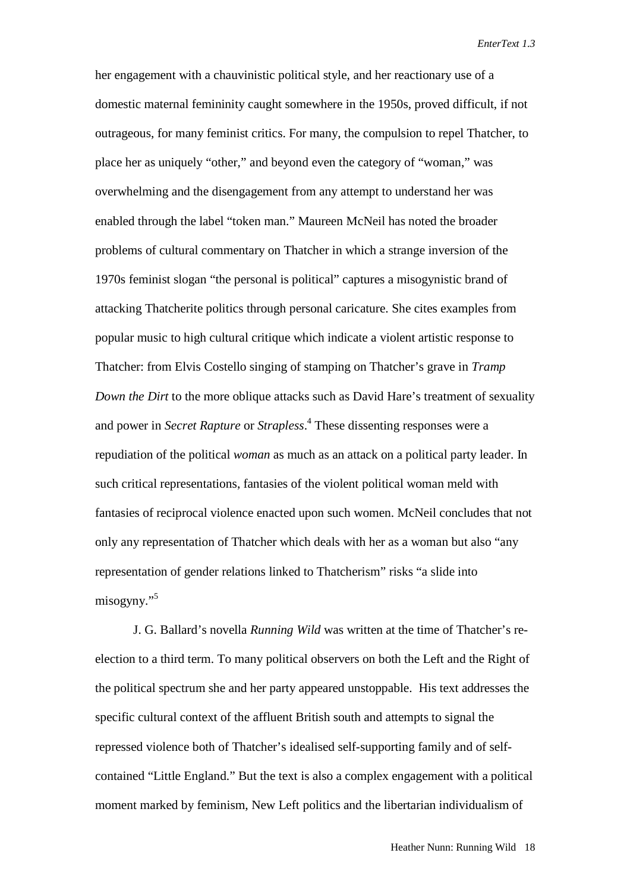her engagement with a chauvinistic political style, and her reactionary use of a domestic maternal femininity caught somewhere in the 1950s, proved difficult, if not outrageous, for many feminist critics. For many, the compulsion to repel Thatcher, to place her as uniquely “other,” and beyond even the category of “woman,” was overwhelming and the disengagement from any attempt to understand her was enabled through the label “token man.” Maureen McNeil has noted the broader problems of cultural commentary on Thatcher in which a strange inversion of the 1970s feminist slogan “the personal is political” captures a misogynistic brand of attacking Thatcherite politics through personal caricature. She cites examples from popular music to high cultural critique which indicate a violent artistic response to Thatcher: from Elvis Costello singing of stamping on Thatcher’s grave in *Tramp Down the Dirt* to the more oblique attacks such as David Hare’s treatment of sexuality and power in *Secret Rapture* or *Strapless*.[4] These dissenting responses were a repudiation of the political *woman* as much as an attack on a political party leader. In such critical representations, fantasies of the violent political woman meld with fantasies of reciprocal violence enacted upon such women. McNeil concludes that not only any representation of Thatcher which deals with her as a woman but also “any representation of gender relations linked to Thatcherism” risks “a slide into misogyny.”[5]

J. G. Ballard’s novella *Running Wild* was written at the time of Thatcher’s re-election to a third term. To many political observers on both the Left and the Right of the political spectrum she and her party appeared unstoppable. His text addresses the specific cultural context of the affluent British south and attempts to signal the repressed violence both of Thatcher’s idealised self-supporting family and of self-contained “Little England.” But the text is also a complex engagement with a political moment marked by feminism, New Left politics and the libertarian individualism of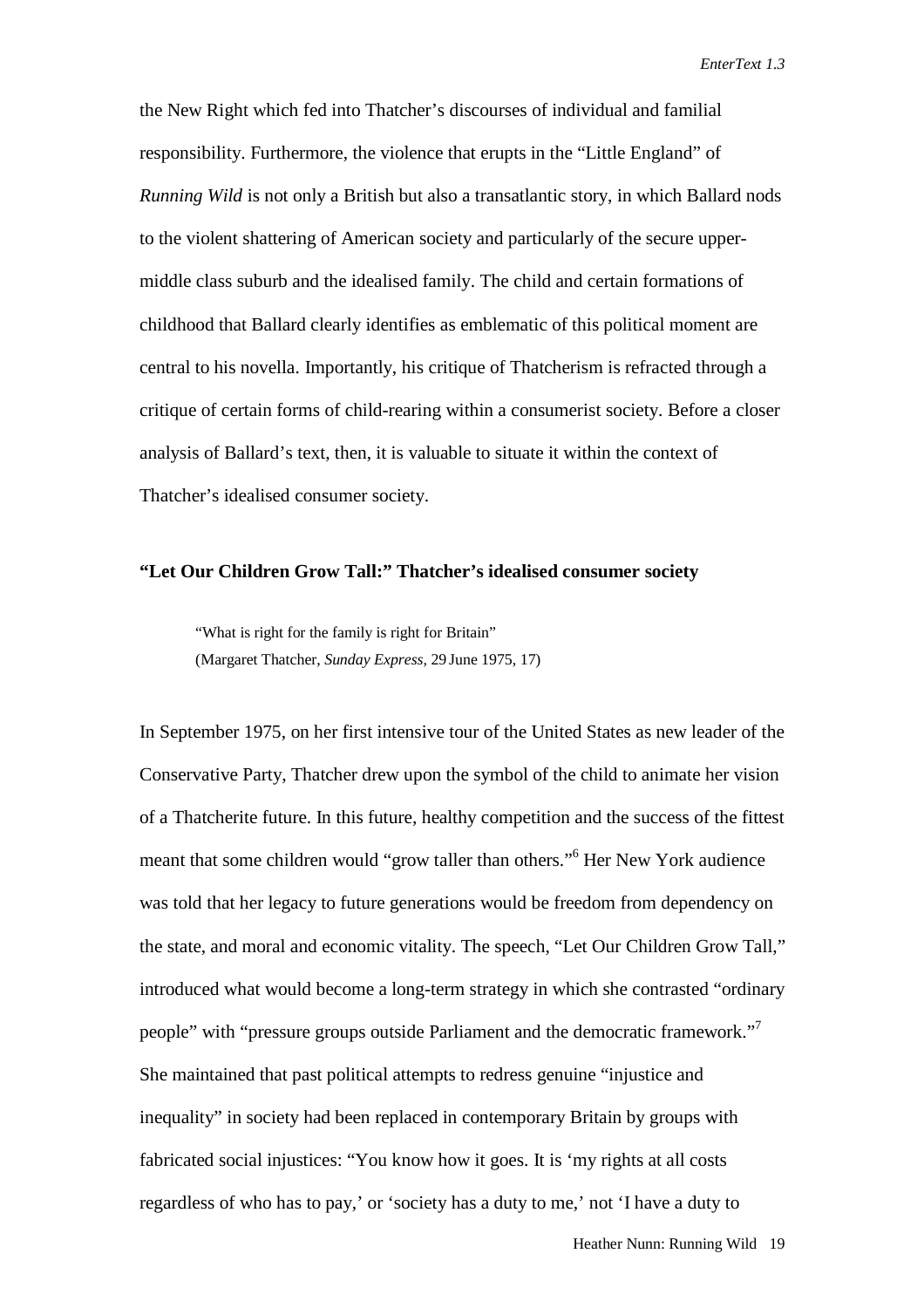the New Right which fed into Thatcher's discourses of individual and familial responsibility. Furthermore, the violence that erupts in the "Little England" of *Running Wild* is not only a British but also a transatlantic story, in which Ballard nods to the violent shattering of American society and particularly of the secure upper-middle class suburb and the idealised family. The child and certain formations of childhood that Ballard clearly identifies as emblematic of this political moment are central to his novella. Importantly, his critique of Thatcherism is refracted through a critique of certain forms of child-rearing within a consumerist society. Before a closer analysis of Ballard's text, then, it is valuable to situate it within the context of Thatcher's idealised consumer society.

### "Let Our Children Grow Tall:" Thatcher's idealised consumer society

> "What is right for the family is right for Britain"
> (Margaret Thatcher, *Sunday Express,* 29 June 1975, 17)

In September 1975, on her first intensive tour of the United States as new leader of the Conservative Party, Thatcher drew upon the symbol of the child to animate her vision of a Thatcherite future. In this future, healthy competition and the success of the fittest meant that some children would "grow taller than others."[6] Her New York audience was told that her legacy to future generations would be freedom from dependency on the state, and moral and economic vitality. The speech, "Let Our Children Grow Tall," introduced what would become a long-term strategy in which she contrasted "ordinary people" with "pressure groups outside Parliament and the democratic framework."[7] She maintained that past political attempts to redress genuine "injustice and inequality" in society had been replaced in contemporary Britain by groups with fabricated social injustices: "You know how it goes. It is 'my rights at all costs regardless of who has to pay,' or 'society has a duty to me,' not 'I have a duty to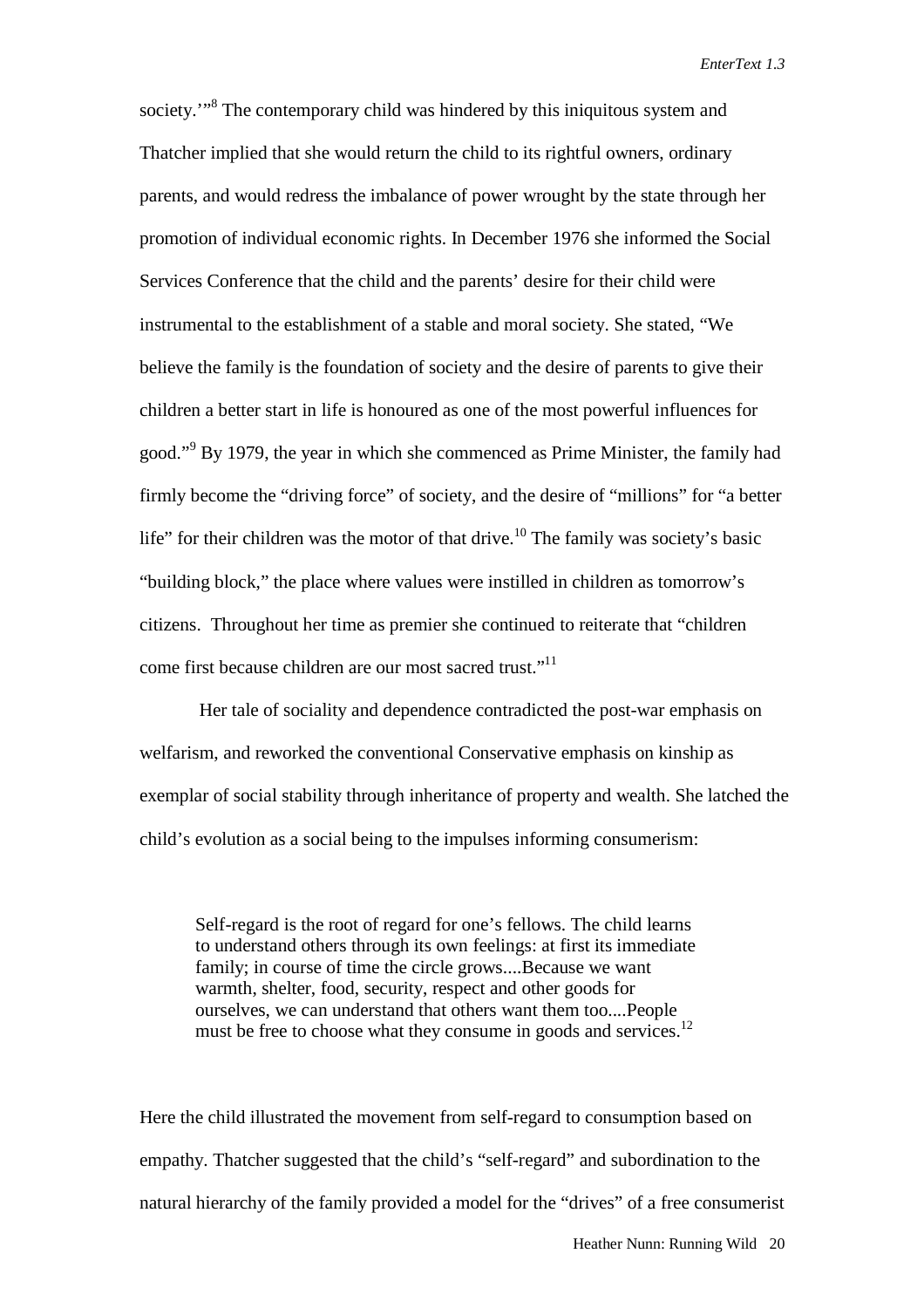society.'"[8] The contemporary child was hindered by this iniquitous system and Thatcher implied that she would return the child to its rightful owners, ordinary parents, and would redress the imbalance of power wrought by the state through her promotion of individual economic rights. In December 1976 she informed the Social Services Conference that the child and the parents' desire for their child were instrumental to the establishment of a stable and moral society. She stated, "We believe the family is the foundation of society and the desire of parents to give their children a better start in life is honoured as one of the most powerful influences for good."[9] By 1979, the year in which she commenced as Prime Minister, the family had firmly become the "driving force" of society, and the desire of "millions" for "a better life" for their children was the motor of that drive.[10] The family was society's basic "building block," the place where values were instilled in children as tomorrow's citizens. Throughout her time as premier she continued to reiterate that "children come first because children are our most sacred trust."[11]

Her tale of sociality and dependence contradicted the post-war emphasis on welfarism, and reworked the conventional Conservative emphasis on kinship as exemplar of social stability through inheritance of property and wealth. She latched the child's evolution as a social being to the impulses informing consumerism:

> Self-regard is the root of regard for one's fellows. The child learns to understand others through its own feelings: at first its immediate family; in course of time the circle grows....Because we want warmth, shelter, food, security, respect and other goods for ourselves, we can understand that others want them too....People must be free to choose what they consume in goods and services.[12]

Here the child illustrated the movement from self-regard to consumption based on empathy. Thatcher suggested that the child's "self-regard" and subordination to the natural hierarchy of the family provided a model for the "drives" of a free consumerist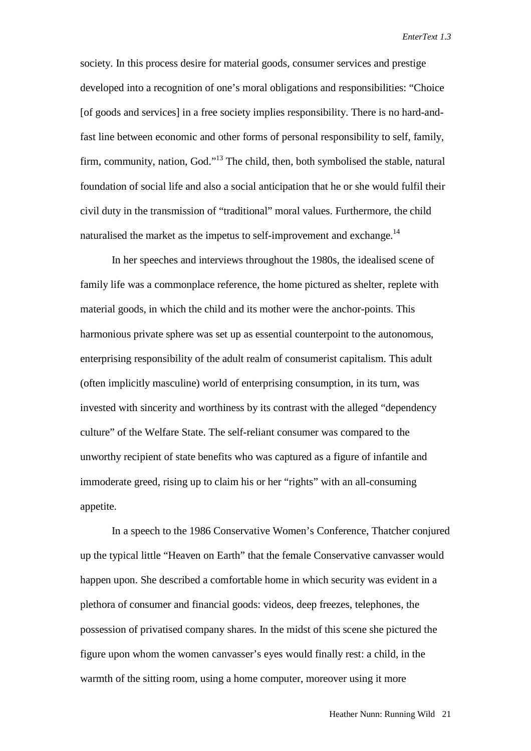society. In this process desire for material goods, consumer services and prestige developed into a recognition of one's moral obligations and responsibilities: "Choice [of goods and services] in a free society implies responsibility. There is no hard-and-fast line between economic and other forms of personal responsibility to self, family, firm, community, nation, God."[13] The child, then, both symbolised the stable, natural foundation of social life and also a social anticipation that he or she would fulfil their civil duty in the transmission of "traditional" moral values. Furthermore, the child naturalised the market as the impetus to self-improvement and exchange.[14]

In her speeches and interviews throughout the 1980s, the idealised scene of family life was a commonplace reference, the home pictured as shelter, replete with material goods, in which the child and its mother were the anchor-points. This harmonious private sphere was set up as essential counterpoint to the autonomous, enterprising responsibility of the adult realm of consumerist capitalism. This adult (often implicitly masculine) world of enterprising consumption, in its turn, was invested with sincerity and worthiness by its contrast with the alleged "dependency culture" of the Welfare State. The self-reliant consumer was compared to the unworthy recipient of state benefits who was captured as a figure of infantile and immoderate greed, rising up to claim his or her "rights" with an all-consuming appetite.

In a speech to the 1986 Conservative Women's Conference, Thatcher conjured up the typical little "Heaven on Earth" that the female Conservative canvasser would happen upon. She described a comfortable home in which security was evident in a plethora of consumer and financial goods: videos, deep freezes, telephones, the possession of privatised company shares. In the midst of this scene she pictured the figure upon whom the women canvasser's eyes would finally rest: a child, in the warmth of the sitting room, using a home computer, moreover using it more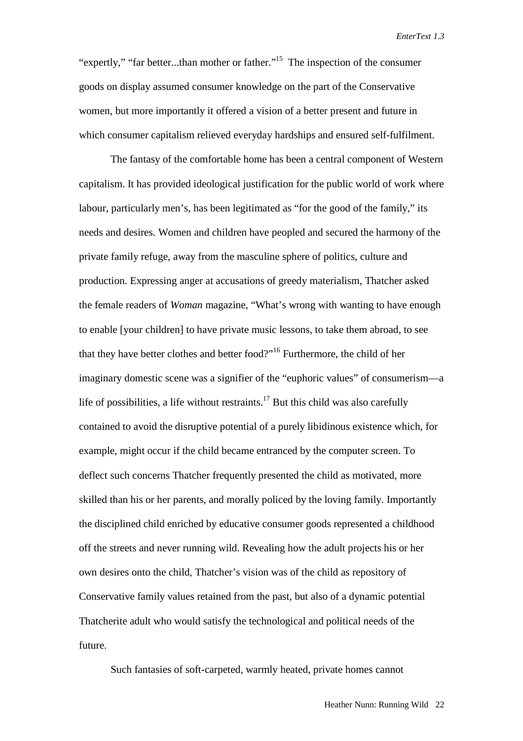"expertly," "far better...than mother or father."[15] The inspection of the consumer goods on display assumed consumer knowledge on the part of the Conservative women, but more importantly it offered a vision of a better present and future in which consumer capitalism relieved everyday hardships and ensured self-fulfilment.

The fantasy of the comfortable home has been a central component of Western capitalism. It has provided ideological justification for the public world of work where labour, particularly men's, has been legitimated as "for the good of the family," its needs and desires. Women and children have peopled and secured the harmony of the private family refuge, away from the masculine sphere of politics, culture and production. Expressing anger at accusations of greedy materialism, Thatcher asked the female readers of *Woman* magazine, "What's wrong with wanting to have enough to enable [your children] to have private music lessons, to take them abroad, to see that they have better clothes and better food?"[16] Furthermore, the child of her imaginary domestic scene was a signifier of the "euphoric values" of consumerism—a life of possibilities, a life without restraints.[17] But this child was also carefully contained to avoid the disruptive potential of a purely libidinous existence which, for example, might occur if the child became entranced by the computer screen. To deflect such concerns Thatcher frequently presented the child as motivated, more skilled than his or her parents, and morally policed by the loving family. Importantly the disciplined child enriched by educative consumer goods represented a childhood off the streets and never running wild. Revealing how the adult projects his or her own desires onto the child, Thatcher's vision was of the child as repository of Conservative family values retained from the past, but also of a dynamic potential Thatcherite adult who would satisfy the technological and political needs of the future.

Such fantasies of soft-carpeted, warmly heated, private homes cannot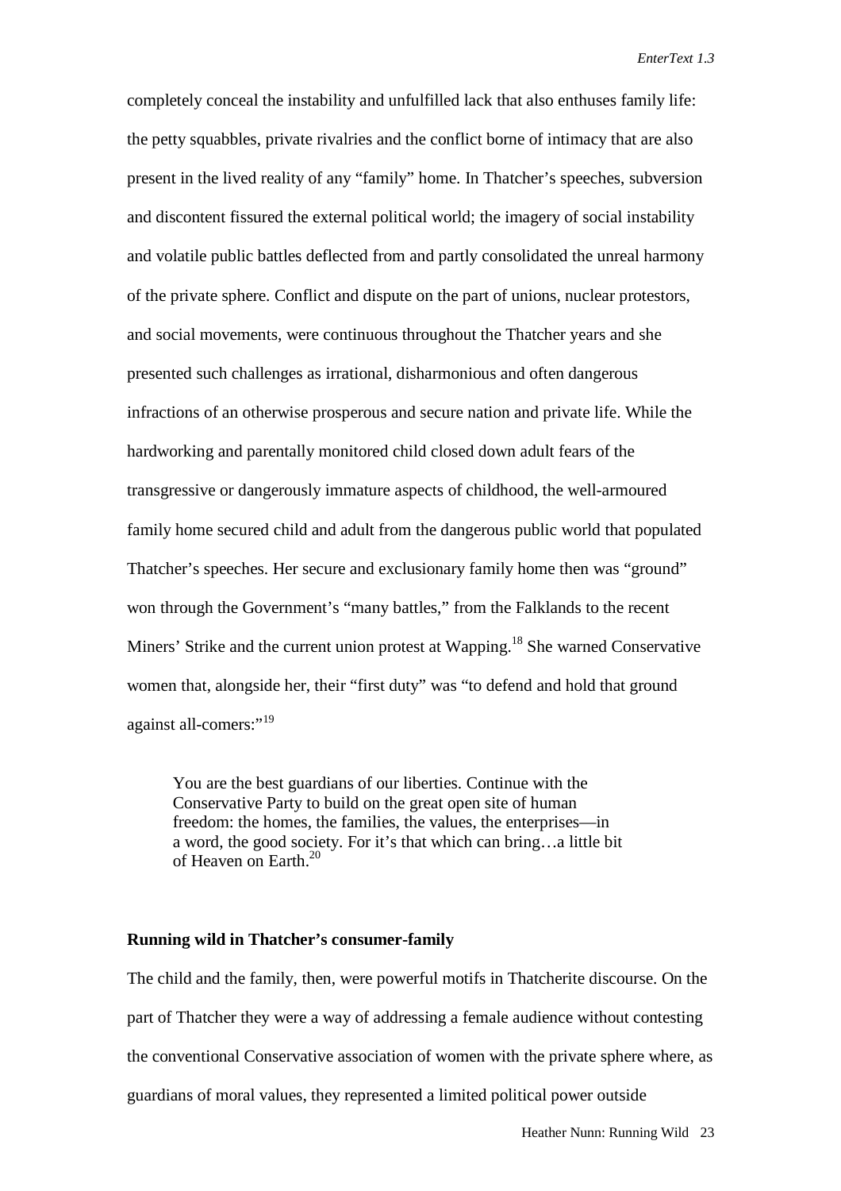completely conceal the instability and unfulfilled lack that also enthuses family life: the petty squabbles, private rivalries and the conflict borne of intimacy that are also present in the lived reality of any "family" home. In Thatcher's speeches, subversion and discontent fissured the external political world; the imagery of social instability and volatile public battles deflected from and partly consolidated the unreal harmony of the private sphere. Conflict and dispute on the part of unions, nuclear protestors, and social movements, were continuous throughout the Thatcher years and she presented such challenges as irrational, disharmonious and often dangerous infractions of an otherwise prosperous and secure nation and private life. While the hardworking and parentally monitored child closed down adult fears of the transgressive or dangerously immature aspects of childhood, the well-armoured family home secured child and adult from the dangerous public world that populated Thatcher's speeches. Her secure and exclusionary family home then was "ground" won through the Government's "many battles," from the Falklands to the recent Miners' Strike and the current union protest at Wapping.[18] She warned Conservative women that, alongside her, their "first duty" was "to defend and hold that ground against all-comers:"[19]

> You are the best guardians of our liberties. Continue with the Conservative Party to build on the great open site of human freedom: the homes, the families, the values, the enterprises—in a word, the good society. For it's that which can bring…a little bit of Heaven on Earth.[20]

**Running wild in Thatcher's consumer-family**

The child and the family, then, were powerful motifs in Thatcherite discourse. On the part of Thatcher they were a way of addressing a female audience without contesting the conventional Conservative association of women with the private sphere where, as guardians of moral values, they represented a limited political power outside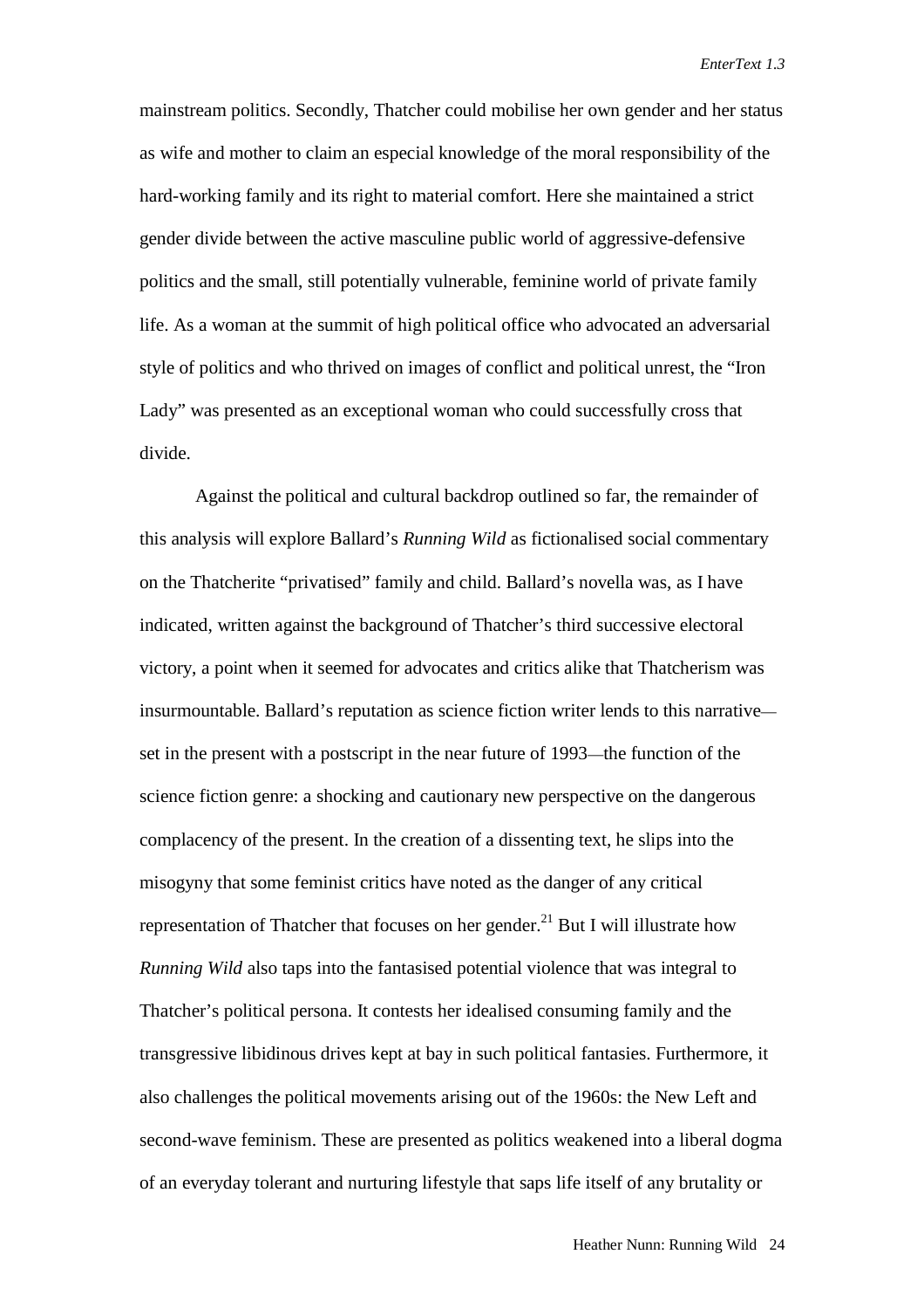mainstream politics. Secondly, Thatcher could mobilise her own gender and her status as wife and mother to claim an especial knowledge of the moral responsibility of the hard-working family and its right to material comfort. Here she maintained a strict gender divide between the active masculine public world of aggressive-defensive politics and the small, still potentially vulnerable, feminine world of private family life. As a woman at the summit of high political office who advocated an adversarial style of politics and who thrived on images of conflict and political unrest, the "Iron Lady" was presented as an exceptional woman who could successfully cross that divide.

Against the political and cultural backdrop outlined so far, the remainder of this analysis will explore Ballard's *Running Wild* as fictionalised social commentary on the Thatcherite "privatised" family and child. Ballard's novella was, as I have indicated, written against the background of Thatcher's third successive electoral victory, a point when it seemed for advocates and critics alike that Thatcherism was insurmountable. Ballard's reputation as science fiction writer lends to this narrative—set in the present with a postscript in the near future of 1993—the function of the science fiction genre: a shocking and cautionary new perspective on the dangerous complacency of the present. In the creation of a dissenting text, he slips into the misogyny that some feminist critics have noted as the danger of any critical representation of Thatcher that focuses on her gender.[21] But I will illustrate how *Running Wild* also taps into the fantasised potential violence that was integral to Thatcher's political persona. It contests her idealised consuming family and the transgressive libidinous drives kept at bay in such political fantasies. Furthermore, it also challenges the political movements arising out of the 1960s: the New Left and second-wave feminism. These are presented as politics weakened into a liberal dogma of an everyday tolerant and nurturing lifestyle that saps life itself of any brutality or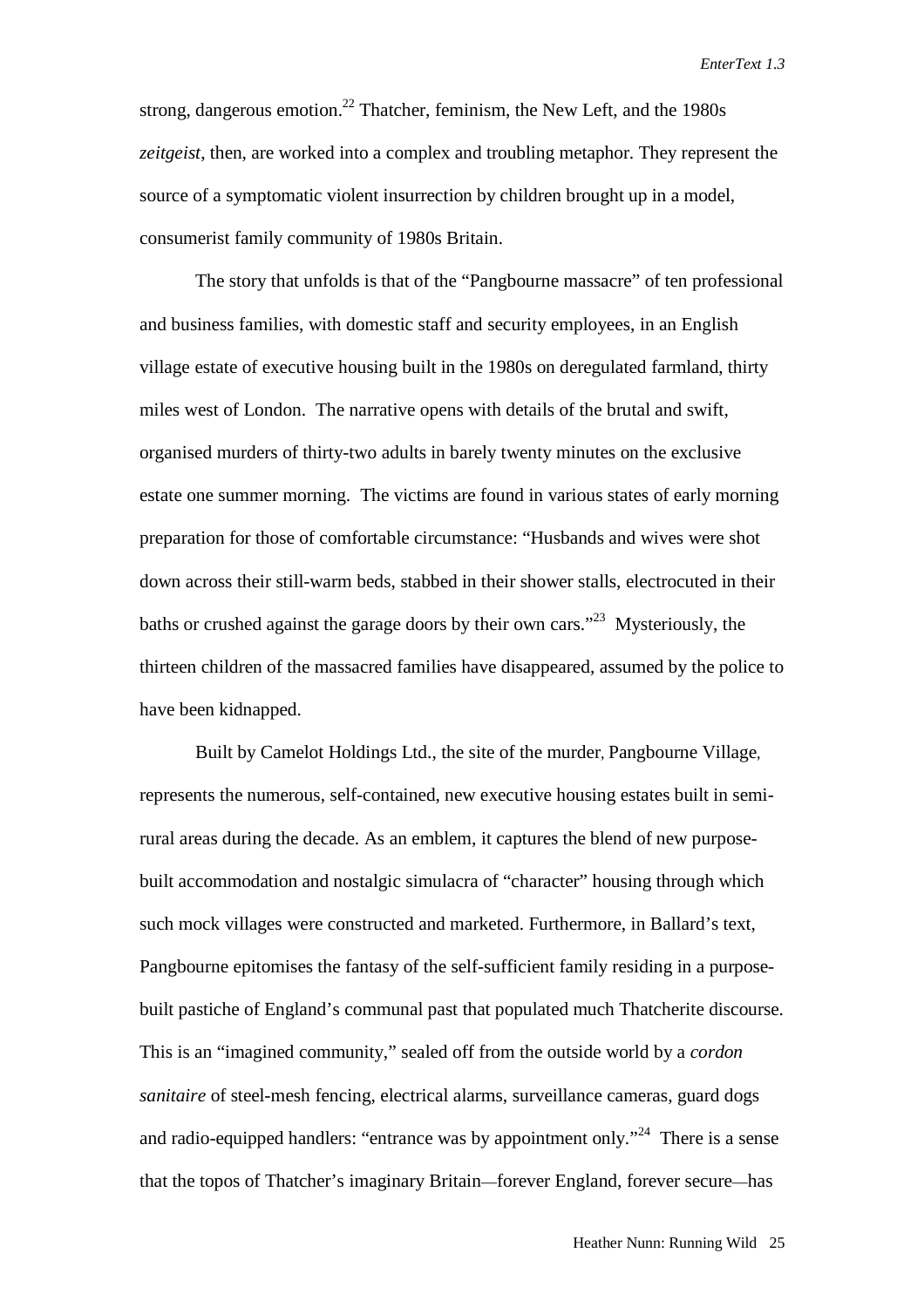strong, dangerous emotion.[22] Thatcher, feminism, the New Left, and the 1980s *zeitgeist*, then, are worked into a complex and troubling metaphor. They represent the source of a symptomatic violent insurrection by children brought up in a model, consumerist family community of 1980s Britain.

The story that unfolds is that of the "Pangbourne massacre" of ten professional and business families, with domestic staff and security employees, in an English village estate of executive housing built in the 1980s on deregulated farmland, thirty miles west of London. The narrative opens with details of the brutal and swift, organised murders of thirty-two adults in barely twenty minutes on the exclusive estate one summer morning. The victims are found in various states of early morning preparation for those of comfortable circumstance: "Husbands and wives were shot down across their still-warm beds, stabbed in their shower stalls, electrocuted in their baths or crushed against the garage doors by their own cars."[23] Mysteriously, the thirteen children of the massacred families have disappeared, assumed by the police to have been kidnapped.

Built by Camelot Holdings Ltd., the site of the murder, Pangbourne Village, represents the numerous, self-contained, new executive housing estates built in semi-rural areas during the decade. As an emblem, it captures the blend of new purpose-built accommodation and nostalgic simulacra of "character" housing through which such mock villages were constructed and marketed. Furthermore, in Ballard's text, Pangbourne epitomises the fantasy of the self-sufficient family residing in a purpose-built pastiche of England's communal past that populated much Thatcherite discourse. This is an "imagined community," sealed off from the outside world by a *cordon sanitaire* of steel-mesh fencing, electrical alarms, surveillance cameras, guard dogs and radio-equipped handlers: "entrance was by appointment only."[24] There is a sense that the topos of Thatcher's imaginary Britain—forever England, forever secure—has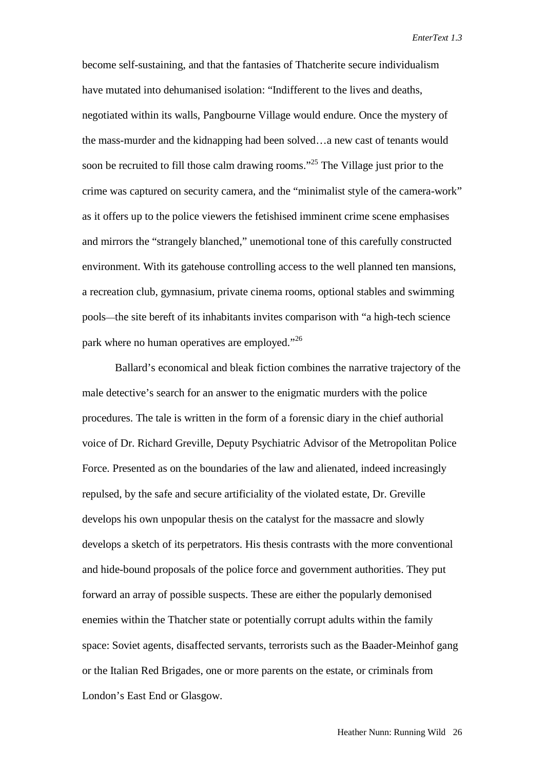become self-sustaining, and that the fantasies of Thatcherite secure individualism have mutated into dehumanised isolation: “Indifferent to the lives and deaths, negotiated within its walls, Pangbourne Village would endure. Once the mystery of the mass-murder and the kidnapping had been solved…a new cast of tenants would soon be recruited to fill those calm drawing rooms.”[25] The Village just prior to the crime was captured on security camera, and the “minimalist style of the camera-work” as it offers up to the police viewers the fetishised imminent crime scene emphasises and mirrors the “strangely blanched,” unemotional tone of this carefully constructed environment. With its gatehouse controlling access to the well planned ten mansions, a recreation club, gymnasium, private cinema rooms, optional stables and swimming pools—the site bereft of its inhabitants invites comparison with “a high-tech science park where no human operatives are employed.”[26]

Ballard’s economical and bleak fiction combines the narrative trajectory of the male detective’s search for an answer to the enigmatic murders with the police procedures. The tale is written in the form of a forensic diary in the chief authorial voice of Dr. Richard Greville, Deputy Psychiatric Advisor of the Metropolitan Police Force. Presented as on the boundaries of the law and alienated, indeed increasingly repulsed, by the safe and secure artificiality of the violated estate, Dr. Greville develops his own unpopular thesis on the catalyst for the massacre and slowly develops a sketch of its perpetrators. His thesis contrasts with the more conventional and hide-bound proposals of the police force and government authorities. They put forward an array of possible suspects. These are either the popularly demonised enemies within the Thatcher state or potentially corrupt adults within the family space: Soviet agents, disaffected servants, terrorists such as the Baader-Meinhof gang or the Italian Red Brigades, one or more parents on the estate, or criminals from London’s East End or Glasgow.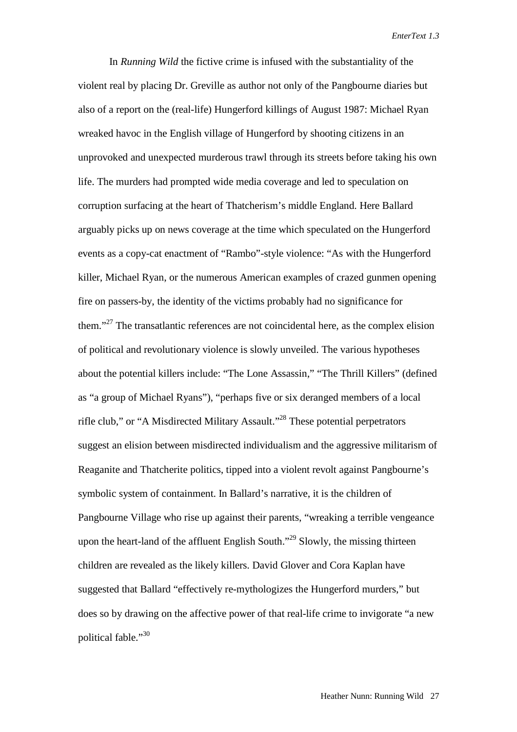In *Running Wild* the fictive crime is infused with the substantiality of the violent real by placing Dr. Greville as author not only of the Pangbourne diaries but also of a report on the (real-life) Hungerford killings of August 1987: Michael Ryan wreaked havoc in the English village of Hungerford by shooting citizens in an unprovoked and unexpected murderous trawl through its streets before taking his own life. The murders had prompted wide media coverage and led to speculation on corruption surfacing at the heart of Thatcherism's middle England. Here Ballard arguably picks up on news coverage at the time which speculated on the Hungerford events as a copy-cat enactment of "Rambo"-style violence: "As with the Hungerford killer, Michael Ryan, or the numerous American examples of crazed gunmen opening fire on passers-by, the identity of the victims probably had no significance for them."[27] The transatlantic references are not coincidental here, as the complex elision of political and revolutionary violence is slowly unveiled. The various hypotheses about the potential killers include: "The Lone Assassin," "The Thrill Killers" (defined as "a group of Michael Ryans"), "perhaps five or six deranged members of a local rifle club," or "A Misdirected Military Assault."[28] These potential perpetrators suggest an elision between misdirected individualism and the aggressive militarism of Reaganite and Thatcherite politics, tipped into a violent revolt against Pangbourne's symbolic system of containment. In Ballard's narrative, it is the children of Pangbourne Village who rise up against their parents, "wreaking a terrible vengeance upon the heart-land of the affluent English South."[29] Slowly, the missing thirteen children are revealed as the likely killers. David Glover and Cora Kaplan have suggested that Ballard "effectively re-mythologizes the Hungerford murders," but does so by drawing on the affective power of that real-life crime to invigorate "a new political fable."[30]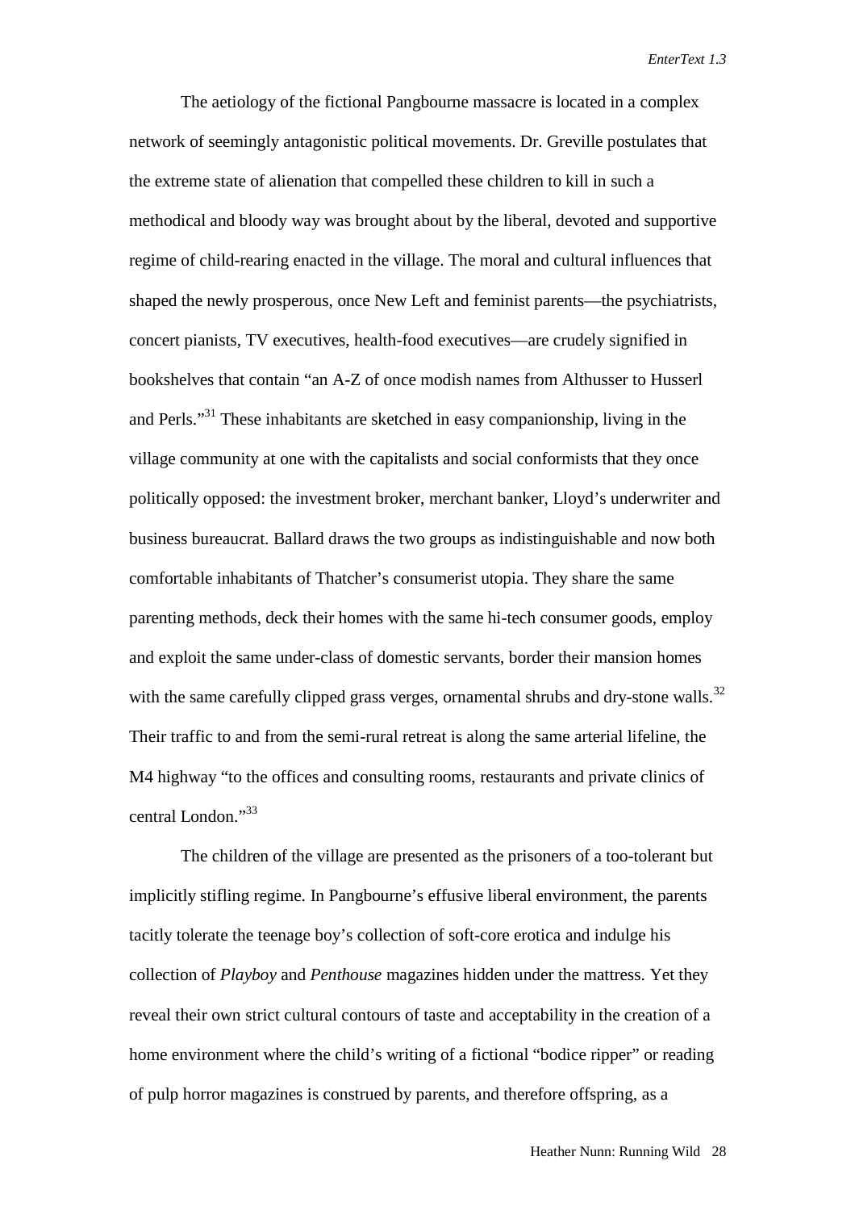The aetiology of the fictional Pangbourne massacre is located in a complex network of seemingly antagonistic political movements. Dr. Greville postulates that the extreme state of alienation that compelled these children to kill in such a methodical and bloody way was brought about by the liberal, devoted and supportive regime of child-rearing enacted in the village. The moral and cultural influences that shaped the newly prosperous, once New Left and feminist parents—the psychiatrists, concert pianists, TV executives, health-food executives—are crudely signified in bookshelves that contain "an A-Z of once modish names from Althusser to Husserl and Perls."[31] These inhabitants are sketched in easy companionship, living in the village community at one with the capitalists and social conformists that they once politically opposed: the investment broker, merchant banker, Lloyd's underwriter and business bureaucrat. Ballard draws the two groups as indistinguishable and now both comfortable inhabitants of Thatcher's consumerist utopia. They share the same parenting methods, deck their homes with the same hi-tech consumer goods, employ and exploit the same under-class of domestic servants, border their mansion homes with the same carefully clipped grass verges, ornamental shrubs and dry-stone walls.[32] Their traffic to and from the semi-rural retreat is along the same arterial lifeline, the M4 highway "to the offices and consulting rooms, restaurants and private clinics of central London."[33]

The children of the village are presented as the prisoners of a too-tolerant but implicitly stifling regime. In Pangbourne's effusive liberal environment, the parents tacitly tolerate the teenage boy's collection of soft-core erotica and indulge his collection of *Playboy* and *Penthouse* magazines hidden under the mattress. Yet they reveal their own strict cultural contours of taste and acceptability in the creation of a home environment where the child's writing of a fictional "bodice ripper" or reading of pulp horror magazines is construed by parents, and therefore offspring, as a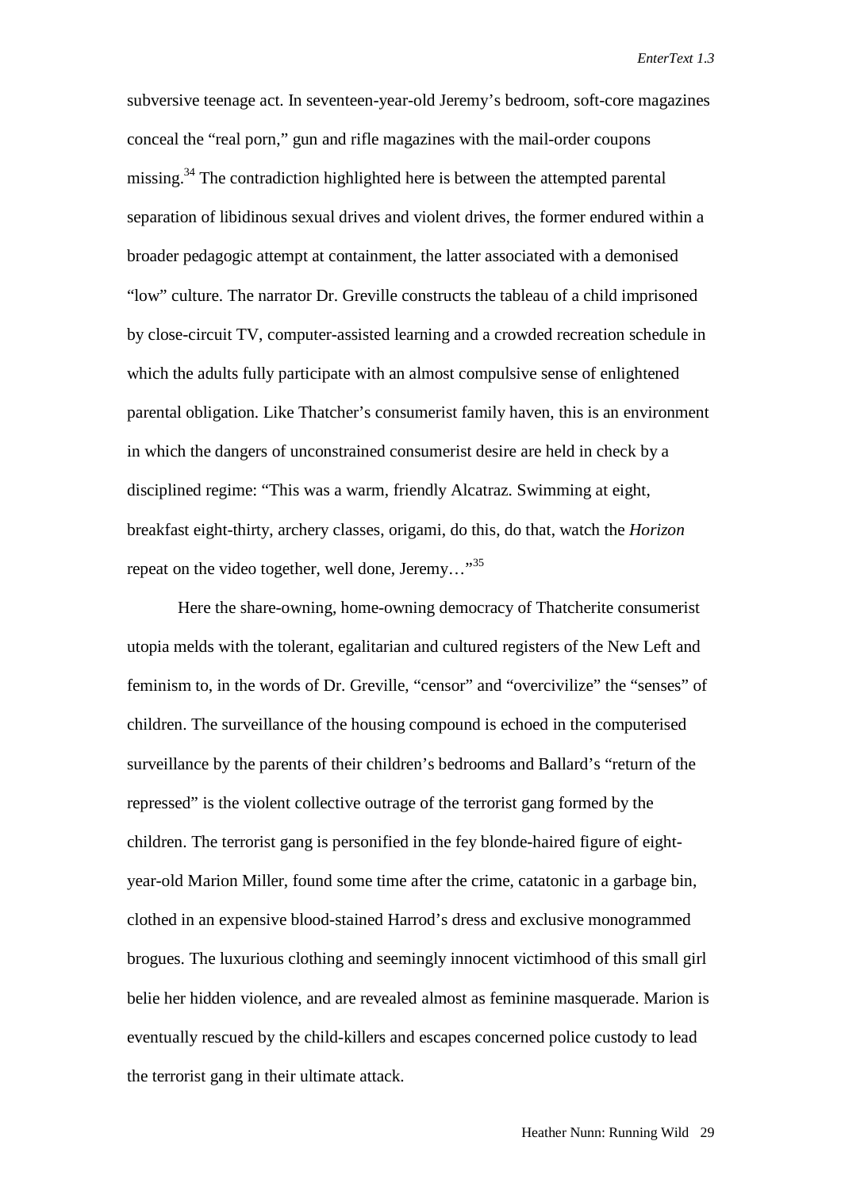subversive teenage act. In seventeen-year-old Jeremy's bedroom, soft-core magazines conceal the "real porn," gun and rifle magazines with the mail-order coupons missing.[34] The contradiction highlighted here is between the attempted parental separation of libidinous sexual drives and violent drives, the former endured within a broader pedagogic attempt at containment, the latter associated with a demonised "low" culture. The narrator Dr. Greville constructs the tableau of a child imprisoned by close-circuit TV, computer-assisted learning and a crowded recreation schedule in which the adults fully participate with an almost compulsive sense of enlightened parental obligation. Like Thatcher's consumerist family haven, this is an environment in which the dangers of unconstrained consumerist desire are held in check by a disciplined regime: "This was a warm, friendly Alcatraz. Swimming at eight, breakfast eight-thirty, archery classes, origami, do this, do that, watch the *Horizon* repeat on the video together, well done, Jeremy…"[35]

Here the share-owning, home-owning democracy of Thatcherite consumerist utopia melds with the tolerant, egalitarian and cultured registers of the New Left and feminism to, in the words of Dr. Greville, "censor" and "overcivilize" the "senses" of children. The surveillance of the housing compound is echoed in the computerised surveillance by the parents of their children's bedrooms and Ballard's "return of the repressed" is the violent collective outrage of the terrorist gang formed by the children. The terrorist gang is personified in the fey blonde-haired figure of eight-year-old Marion Miller, found some time after the crime, catatonic in a garbage bin, clothed in an expensive blood-stained Harrod's dress and exclusive monogrammed brogues. The luxurious clothing and seemingly innocent victimhood of this small girl belie her hidden violence, and are revealed almost as feminine masquerade. Marion is eventually rescued by the child-killers and escapes concerned police custody to lead the terrorist gang in their ultimate attack.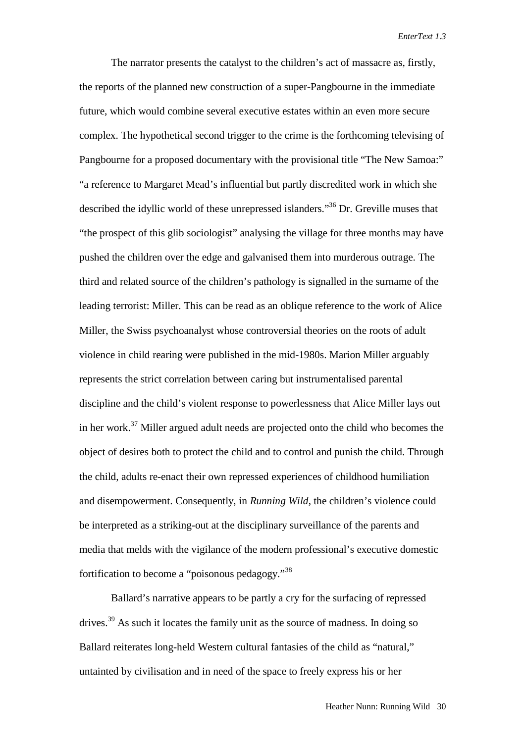The narrator presents the catalyst to the children's act of massacre as, firstly, the reports of the planned new construction of a super-Pangbourne in the immediate future, which would combine several executive estates within an even more secure complex. The hypothetical second trigger to the crime is the forthcoming televising of Pangbourne for a proposed documentary with the provisional title "The New Samoa:" "a reference to Margaret Mead's influential but partly discredited work in which she described the idyllic world of these unrepressed islanders."[36] Dr. Greville muses that "the prospect of this glib sociologist" analysing the village for three months may have pushed the children over the edge and galvanised them into murderous outrage. The third and related source of the children's pathology is signalled in the surname of the leading terrorist: Miller. This can be read as an oblique reference to the work of Alice Miller, the Swiss psychoanalyst whose controversial theories on the roots of adult violence in child rearing were published in the mid-1980s. Marion Miller arguably represents the strict correlation between caring but instrumentalised parental discipline and the child's violent response to powerlessness that Alice Miller lays out in her work.[37] Miller argued adult needs are projected onto the child who becomes the object of desires both to protect the child and to control and punish the child. Through the child, adults re-enact their own repressed experiences of childhood humiliation and disempowerment. Consequently, in *Running Wild*, the children's violence could be interpreted as a striking-out at the disciplinary surveillance of the parents and media that melds with the vigilance of the modern professional's executive domestic fortification to become a "poisonous pedagogy."[38]

Ballard's narrative appears to be partly a cry for the surfacing of repressed drives.[39] As such it locates the family unit as the source of madness. In doing so Ballard reiterates long-held Western cultural fantasies of the child as "natural," untainted by civilisation and in need of the space to freely express his or her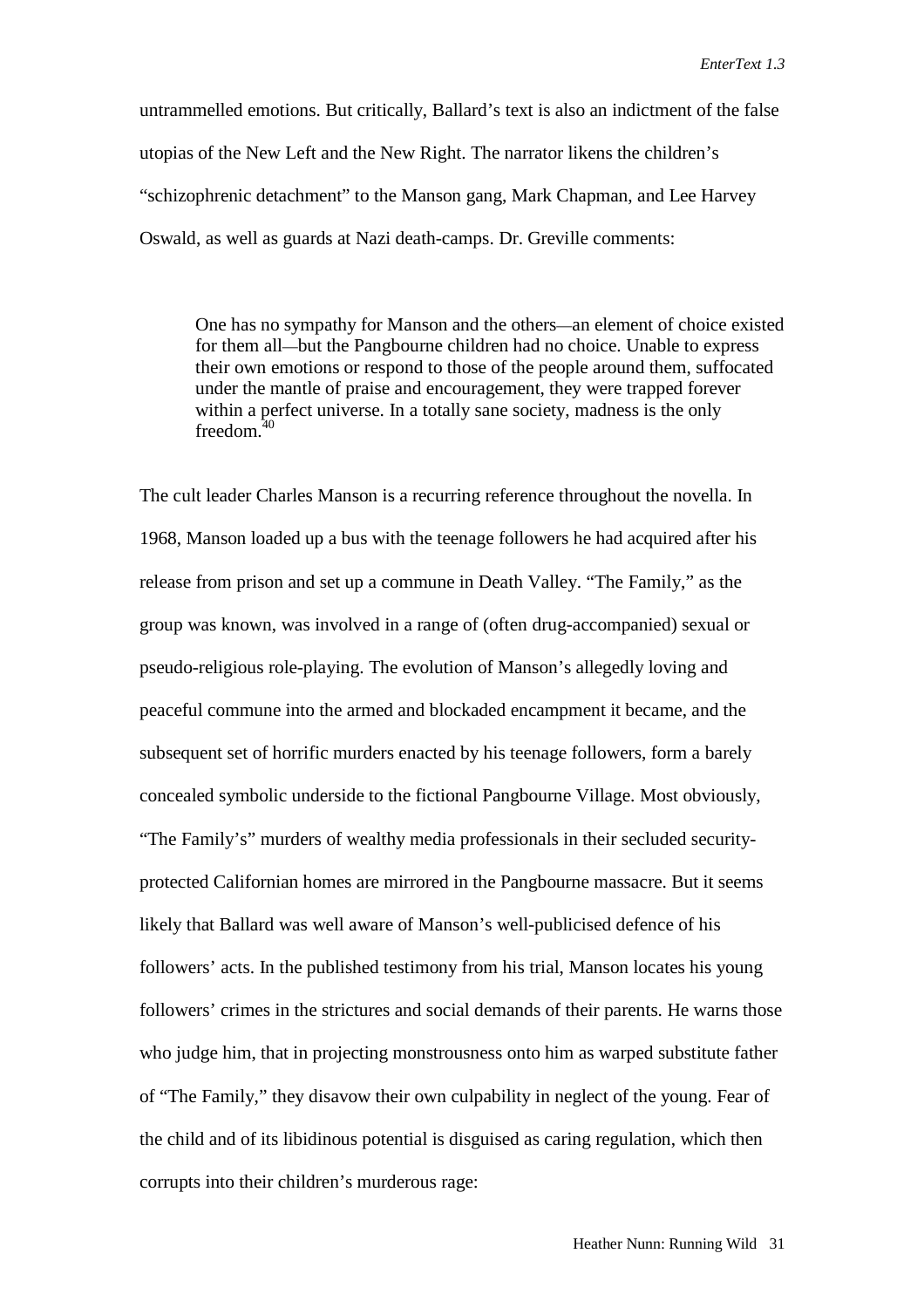untrammelled emotions. But critically, Ballard's text is also an indictment of the false utopias of the New Left and the New Right. The narrator likens the children's "schizophrenic detachment" to the Manson gang, Mark Chapman, and Lee Harvey Oswald, as well as guards at Nazi death-camps. Dr. Greville comments:

> One has no sympathy for Manson and the others—an element of choice existed for them all—but the Pangbourne children had no choice. Unable to express their own emotions or respond to those of the people around them, suffocated under the mantle of praise and encouragement, they were trapped forever within a perfect universe. In a totally sane society, madness is the only freedom.[40]

The cult leader Charles Manson is a recurring reference throughout the novella. In 1968, Manson loaded up a bus with the teenage followers he had acquired after his release from prison and set up a commune in Death Valley. "The Family," as the group was known, was involved in a range of (often drug-accompanied) sexual or pseudo-religious role-playing. The evolution of Manson's allegedly loving and peaceful commune into the armed and blockaded encampment it became, and the subsequent set of horrific murders enacted by his teenage followers, form a barely concealed symbolic underside to the fictional Pangbourne Village. Most obviously, "The Family's" murders of wealthy media professionals in their secluded security-protected Californian homes are mirrored in the Pangbourne massacre. But it seems likely that Ballard was well aware of Manson's well-publicised defence of his followers' acts. In the published testimony from his trial, Manson locates his young followers' crimes in the strictures and social demands of their parents. He warns those who judge him, that in projecting monstrousness onto him as warped substitute father of "The Family," they disavow their own culpability in neglect of the young. Fear of the child and of its libidinous potential is disguised as caring regulation, which then corrupts into their children's murderous rage: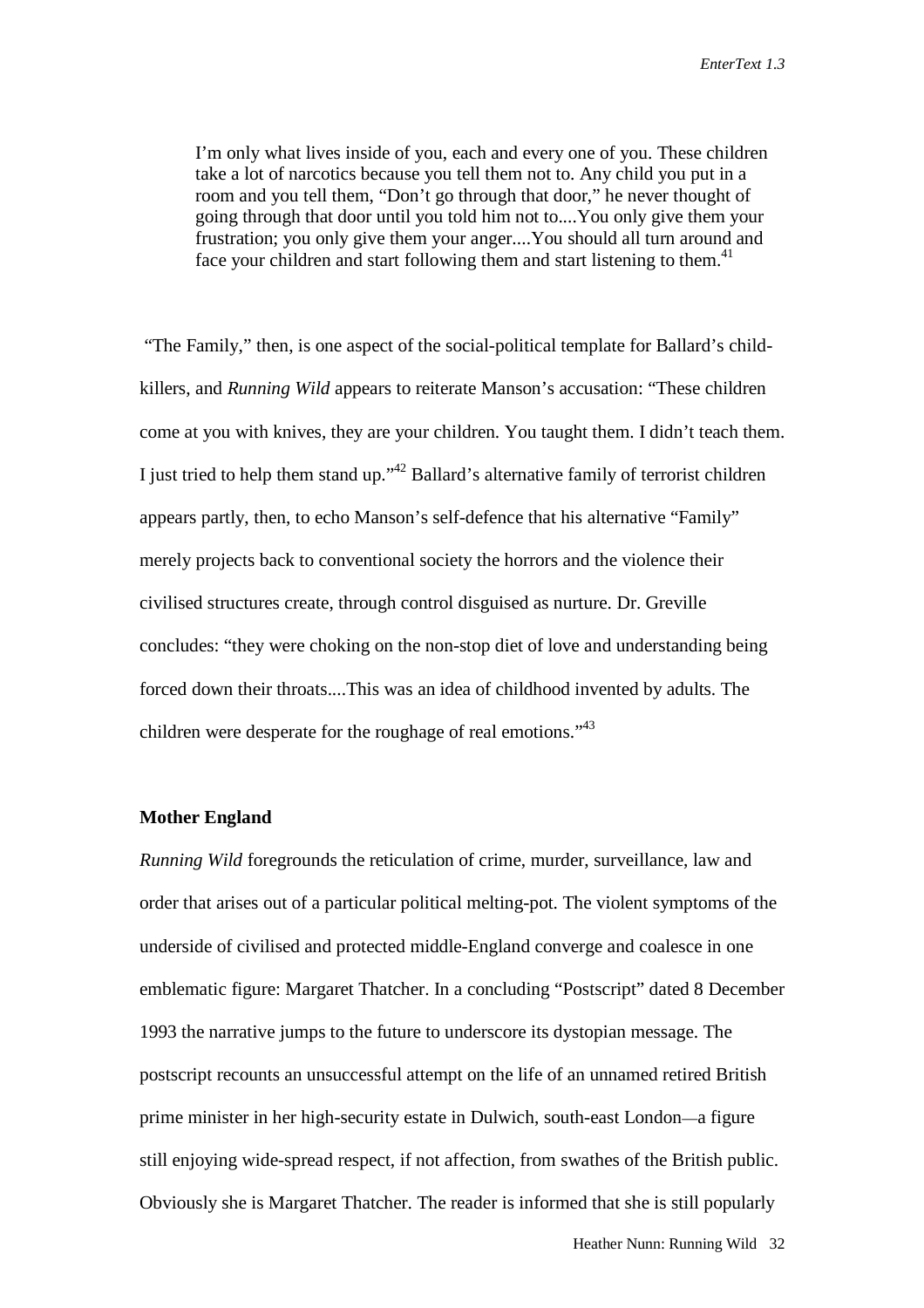> I'm only what lives inside of you, each and every one of you. These children take a lot of narcotics because you tell them not to. Any child you put in a room and you tell them, "Don't go through that door," he never thought of going through that door until you told him not to....You only give them your frustration; you only give them your anger....You should all turn around and face your children and start following them and start listening to them.[41]

"The Family," then, is one aspect of the social-political template for Ballard's child-killers, and *Running Wild* appears to reiterate Manson's accusation: "These children come at you with knives, they are your children. You taught them. I didn't teach them. I just tried to help them stand up."[42] Ballard's alternative family of terrorist children appears partly, then, to echo Manson's self-defence that his alternative "Family" merely projects back to conventional society the horrors and the violence their civilised structures create, through control disguised as nurture. Dr. Greville concludes: "they were choking on the non-stop diet of love and understanding being forced down their throats....This was an idea of childhood invented by adults. The children were desperate for the roughage of real emotions."[43]

**Mother England**

*Running Wild* foregrounds the reticulation of crime, murder, surveillance, law and order that arises out of a particular political melting-pot. The violent symptoms of the underside of civilised and protected middle-England converge and coalesce in one emblematic figure: Margaret Thatcher. In a concluding "Postscript" dated 8 December 1993 the narrative jumps to the future to underscore its dystopian message. The postscript recounts an unsuccessful attempt on the life of an unnamed retired British prime minister in her high-security estate in Dulwich, south-east London—a figure still enjoying wide-spread respect, if not affection, from swathes of the British public. Obviously she is Margaret Thatcher. The reader is informed that she is still popularly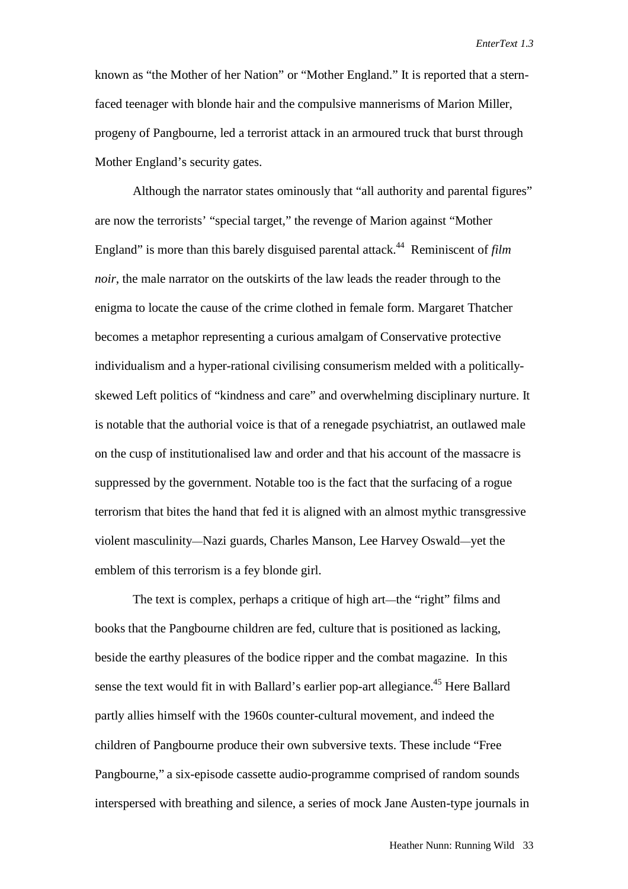known as “the Mother of her Nation” or “Mother England.” It is reported that a stern-faced teenager with blonde hair and the compulsive mannerisms of Marion Miller, progeny of Pangbourne, led a terrorist attack in an armoured truck that burst through Mother England’s security gates.

Although the narrator states ominously that “all authority and parental figures” are now the terrorists’ “special target,” the revenge of Marion against “Mother England” is more than this barely disguised parental attack.[44] Reminiscent of *film noir*, the male narrator on the outskirts of the law leads the reader through to the enigma to locate the cause of the crime clothed in female form. Margaret Thatcher becomes a metaphor representing a curious amalgam of Conservative protective individualism and a hyper-rational civilising consumerism melded with a politically-skewed Left politics of “kindness and care” and overwhelming disciplinary nurture. It is notable that the authorial voice is that of a renegade psychiatrist, an outlawed male on the cusp of institutionalised law and order and that his account of the massacre is suppressed by the government. Notable too is the fact that the surfacing of a rogue terrorism that bites the hand that fed it is aligned with an almost mythic transgressive violent masculinity—Nazi guards, Charles Manson, Lee Harvey Oswald—yet the emblem of this terrorism is a fey blonde girl.

The text is complex, perhaps a critique of high art—the “right” films and books that the Pangbourne children are fed, culture that is positioned as lacking, beside the earthy pleasures of the bodice ripper and the combat magazine. In this sense the text would fit in with Ballard’s earlier pop-art allegiance.[45] Here Ballard partly allies himself with the 1960s counter-cultural movement, and indeed the children of Pangbourne produce their own subversive texts. These include “Free Pangbourne,” a six-episode cassette audio-programme comprised of random sounds interspersed with breathing and silence, a series of mock Jane Austen-type journals in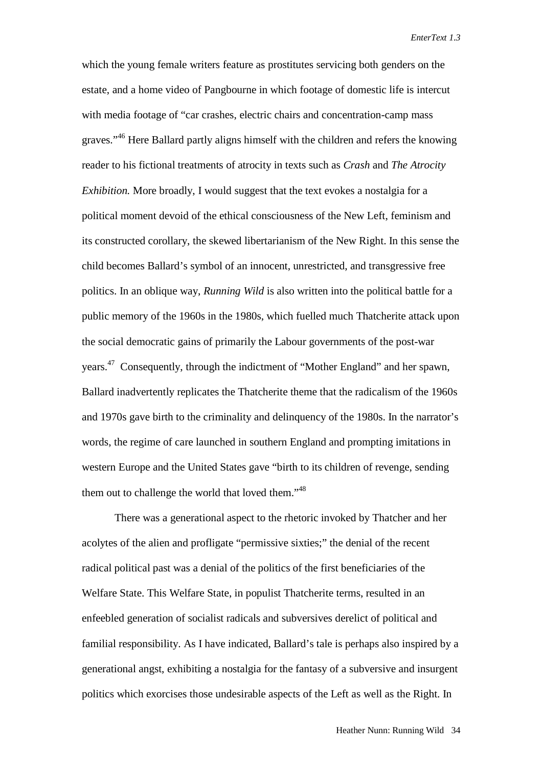which the young female writers feature as prostitutes servicing both genders on the estate, and a home video of Pangbourne in which footage of domestic life is intercut with media footage of "car crashes, electric chairs and concentration-camp mass graves."[46] Here Ballard partly aligns himself with the children and refers the knowing reader to his fictional treatments of atrocity in texts such as *Crash* and *The Atrocity Exhibition.* More broadly, I would suggest that the text evokes a nostalgia for a political moment devoid of the ethical consciousness of the New Left, feminism and its constructed corollary, the skewed libertarianism of the New Right. In this sense the child becomes Ballard's symbol of an innocent, unrestricted, and transgressive free politics. In an oblique way, *Running Wild* is also written into the political battle for a public memory of the 1960s in the 1980s, which fuelled much Thatcherite attack upon the social democratic gains of primarily the Labour governments of the post-war years.[47] Consequently, through the indictment of "Mother England" and her spawn, Ballard inadvertently replicates the Thatcherite theme that the radicalism of the 1960s and 1970s gave birth to the criminality and delinquency of the 1980s. In the narrator's words, the regime of care launched in southern England and prompting imitations in western Europe and the United States gave "birth to its children of revenge, sending them out to challenge the world that loved them."[48]

There was a generational aspect to the rhetoric invoked by Thatcher and her acolytes of the alien and profligate "permissive sixties;" the denial of the recent radical political past was a denial of the politics of the first beneficiaries of the Welfare State. This Welfare State, in populist Thatcherite terms, resulted in an enfeebled generation of socialist radicals and subversives derelict of political and familial responsibility. As I have indicated, Ballard's tale is perhaps also inspired by a generational angst, exhibiting a nostalgia for the fantasy of a subversive and insurgent politics which exorcises those undesirable aspects of the Left as well as the Right. In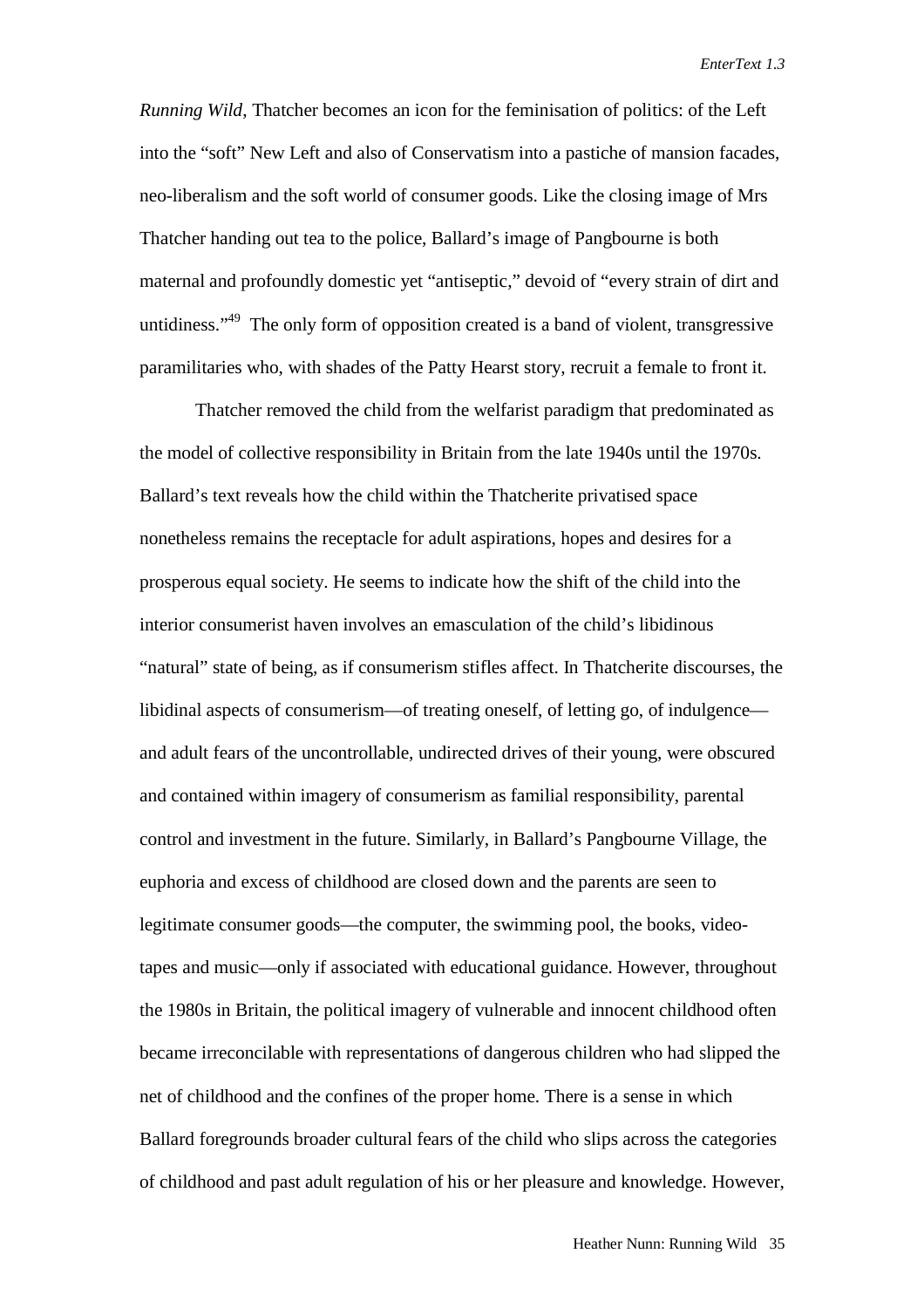*Running Wild*, Thatcher becomes an icon for the feminisation of politics: of the Left into the "soft" New Left and also of Conservatism into a pastiche of mansion facades, neo-liberalism and the soft world of consumer goods. Like the closing image of Mrs Thatcher handing out tea to the police, Ballard's image of Pangbourne is both maternal and profoundly domestic yet "antiseptic," devoid of "every strain of dirt and untidiness."[49] The only form of opposition created is a band of violent, transgressive paramilitaries who, with shades of the Patty Hearst story, recruit a female to front it.

Thatcher removed the child from the welfarist paradigm that predominated as the model of collective responsibility in Britain from the late 1940s until the 1970s. Ballard's text reveals how the child within the Thatcherite privatised space nonetheless remains the receptacle for adult aspirations, hopes and desires for a prosperous equal society. He seems to indicate how the shift of the child into the interior consumerist haven involves an emasculation of the child's libidinous "natural" state of being, as if consumerism stifles affect. In Thatcherite discourses, the libidinal aspects of consumerism—of treating oneself, of letting go, of indulgence—and adult fears of the uncontrollable, undirected drives of their young, were obscured and contained within imagery of consumerism as familial responsibility, parental control and investment in the future. Similarly, in Ballard's Pangbourne Village, the euphoria and excess of childhood are closed down and the parents are seen to legitimate consumer goods—the computer, the swimming pool, the books, video-tapes and music—only if associated with educational guidance. However, throughout the 1980s in Britain, the political imagery of vulnerable and innocent childhood often became irreconcilable with representations of dangerous children who had slipped the net of childhood and the confines of the proper home. There is a sense in which Ballard foregrounds broader cultural fears of the child who slips across the categories of childhood and past adult regulation of his or her pleasure and knowledge. However,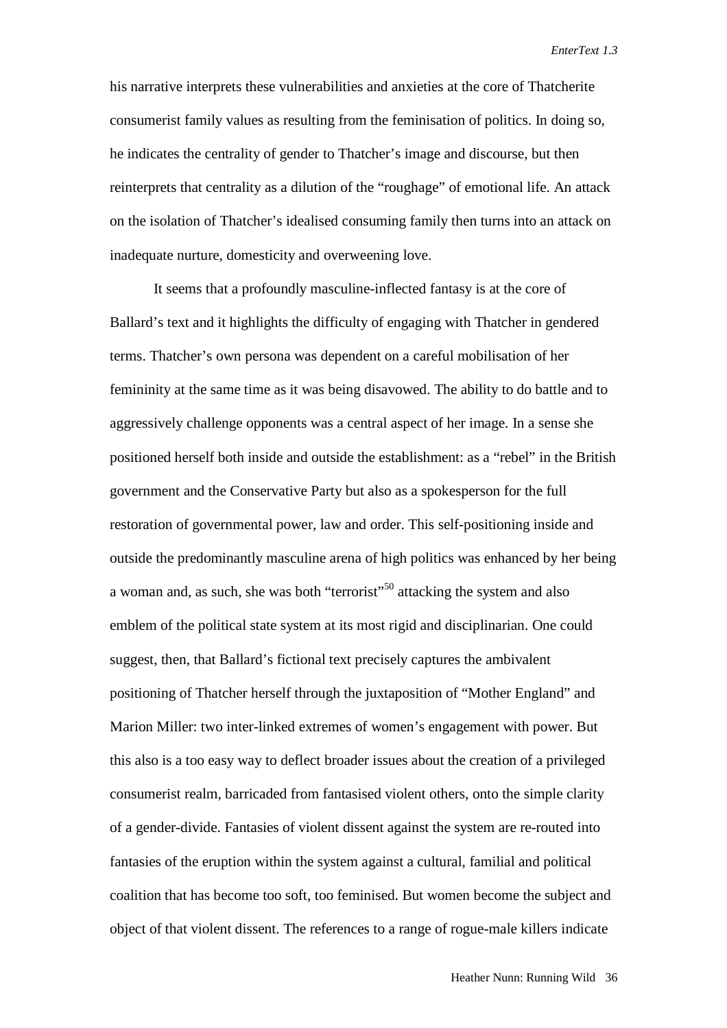his narrative interprets these vulnerabilities and anxieties at the core of Thatcherite consumerist family values as resulting from the feminisation of politics. In doing so, he indicates the centrality of gender to Thatcher's image and discourse, but then reinterprets that centrality as a dilution of the "roughage" of emotional life. An attack on the isolation of Thatcher's idealised consuming family then turns into an attack on inadequate nurture, domesticity and overweening love.

It seems that a profoundly masculine-inflected fantasy is at the core of Ballard's text and it highlights the difficulty of engaging with Thatcher in gendered terms. Thatcher's own persona was dependent on a careful mobilisation of her femininity at the same time as it was being disavowed. The ability to do battle and to aggressively challenge opponents was a central aspect of her image. In a sense she positioned herself both inside and outside the establishment: as a "rebel" in the British government and the Conservative Party but also as a spokesperson for the full restoration of governmental power, law and order. This self-positioning inside and outside the predominantly masculine arena of high politics was enhanced by her being a woman and, as such, she was both "terrorist"[50] attacking the system and also emblem of the political state system at its most rigid and disciplinarian. One could suggest, then, that Ballard's fictional text precisely captures the ambivalent positioning of Thatcher herself through the juxtaposition of "Mother England" and Marion Miller: two inter-linked extremes of women's engagement with power. But this also is a too easy way to deflect broader issues about the creation of a privileged consumerist realm, barricaded from fantasised violent others, onto the simple clarity of a gender-divide. Fantasies of violent dissent against the system are re-routed into fantasies of the eruption within the system against a cultural, familial and political coalition that has become too soft, too feminised. But women become the subject and object of that violent dissent. The references to a range of rogue-male killers indicate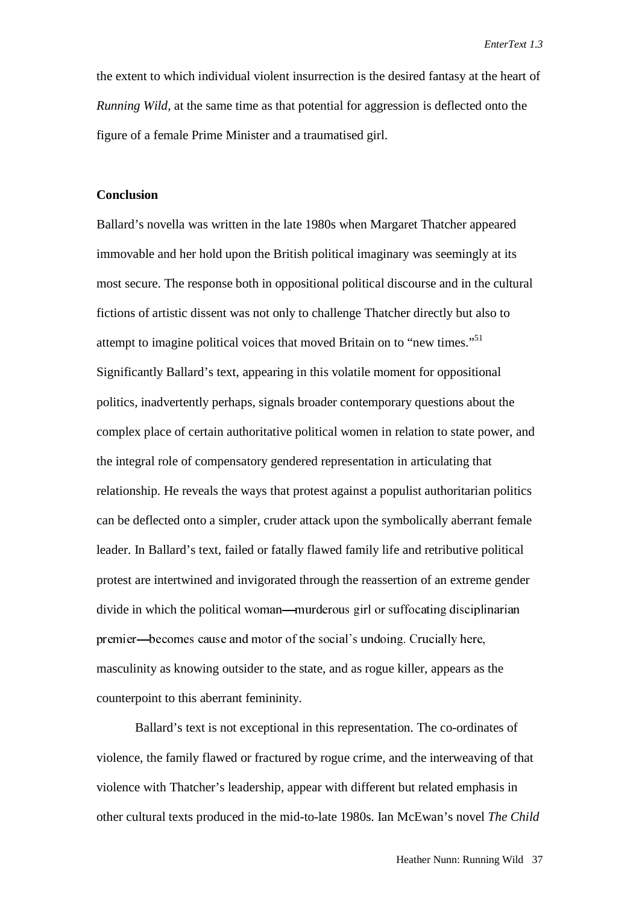the extent to which individual violent insurrection is the desired fantasy at the heart of *Running Wild,* at the same time as that potential for aggression is deflected onto the figure of a female Prime Minister and a traumatised girl.

## Conclusion

Ballard's novella was written in the late 1980s when Margaret Thatcher appeared immovable and her hold upon the British political imaginary was seemingly at its most secure. The response both in oppositional political discourse and in the cultural fictions of artistic dissent was not only to challenge Thatcher directly but also to attempt to imagine political voices that moved Britain on to "new times."[51] Significantly Ballard's text, appearing in this volatile moment for oppositional politics, inadvertently perhaps, signals broader contemporary questions about the complex place of certain authoritative political women in relation to state power, and the integral role of compensatory gendered representation in articulating that relationship. He reveals the ways that protest against a populist authoritarian politics can be deflected onto a simpler, cruder attack upon the symbolically aberrant female leader. In Ballard's text, failed or fatally flawed family life and retributive political protest are intertwined and invigorated through the reassertion of an extreme gender divide in which the political woman—murderous girl or suffocating disciplinarian premier—becomes cause and motor of the social's undoing. Crucially here, masculinity as knowing outsider to the state, and as rogue killer, appears as the counterpoint to this aberrant femininity.

Ballard's text is not exceptional in this representation. The co-ordinates of violence, the family flawed or fractured by rogue crime, and the interweaving of that violence with Thatcher's leadership, appear with different but related emphasis in other cultural texts produced in the mid-to-late 1980s. Ian McEwan's novel *The Child*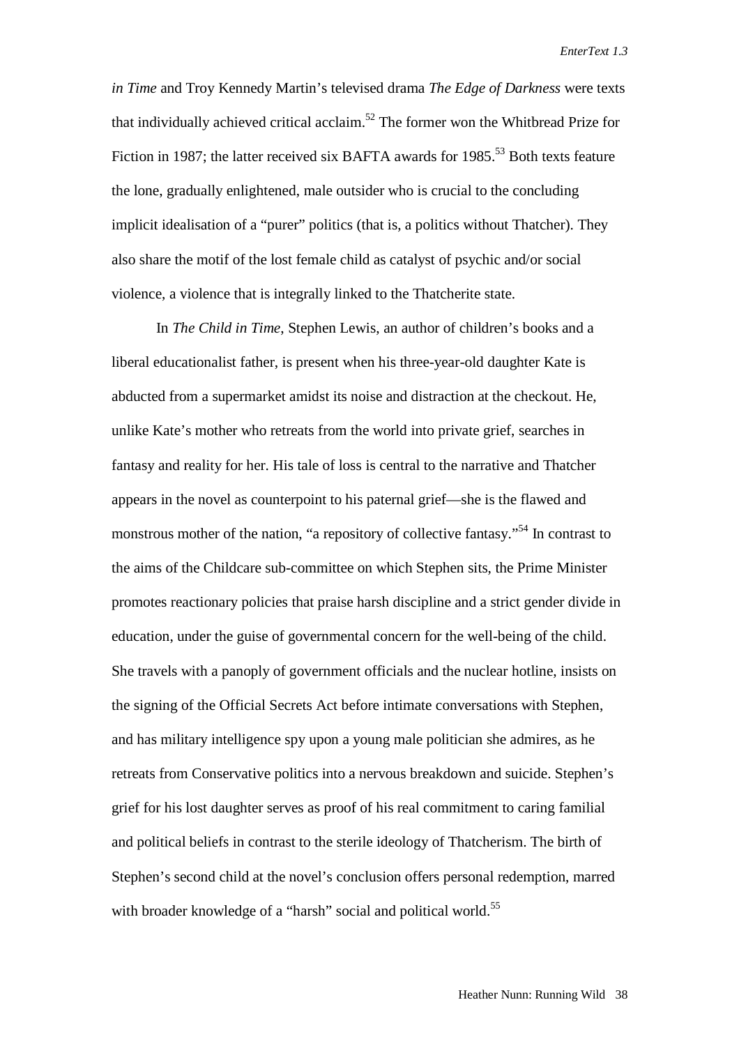*in Time* and Troy Kennedy Martin's televised drama *The Edge of Darkness* were texts that individually achieved critical acclaim.[52] The former won the Whitbread Prize for Fiction in 1987; the latter received six BAFTA awards for 1985.[53] Both texts feature the lone, gradually enlightened, male outsider who is crucial to the concluding implicit idealisation of a "purer" politics (that is, a politics without Thatcher). They also share the motif of the lost female child as catalyst of psychic and/or social violence, a violence that is integrally linked to the Thatcherite state.

In *The Child in Time*, Stephen Lewis, an author of children's books and a liberal educationalist father, is present when his three-year-old daughter Kate is abducted from a supermarket amidst its noise and distraction at the checkout. He, unlike Kate's mother who retreats from the world into private grief, searches in fantasy and reality for her. His tale of loss is central to the narrative and Thatcher appears in the novel as counterpoint to his paternal grief—she is the flawed and monstrous mother of the nation, "a repository of collective fantasy."[54] In contrast to the aims of the Childcare sub-committee on which Stephen sits, the Prime Minister promotes reactionary policies that praise harsh discipline and a strict gender divide in education, under the guise of governmental concern for the well-being of the child. She travels with a panoply of government officials and the nuclear hotline, insists on the signing of the Official Secrets Act before intimate conversations with Stephen, and has military intelligence spy upon a young male politician she admires, as he retreats from Conservative politics into a nervous breakdown and suicide. Stephen's grief for his lost daughter serves as proof of his real commitment to caring familial and political beliefs in contrast to the sterile ideology of Thatcherism. The birth of Stephen's second child at the novel's conclusion offers personal redemption, marred with broader knowledge of a "harsh" social and political world.[55]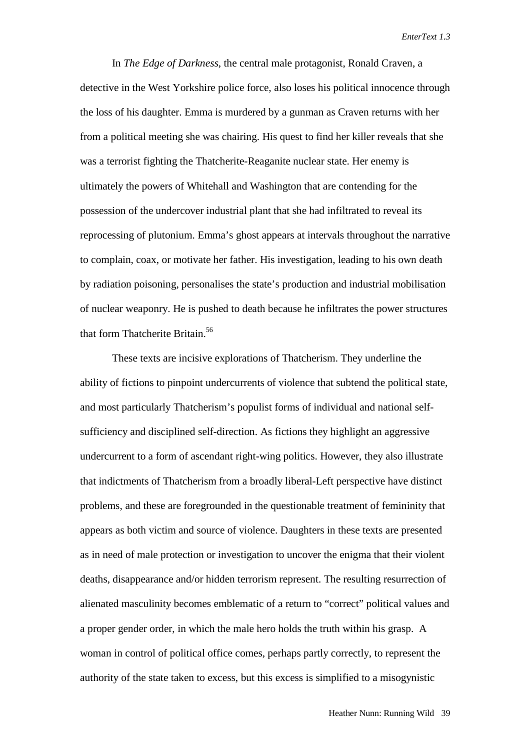In *The Edge of Darkness*, the central male protagonist, Ronald Craven, a detective in the West Yorkshire police force, also loses his political innocence through the loss of his daughter. Emma is murdered by a gunman as Craven returns with her from a political meeting she was chairing. His quest to find her killer reveals that she was a terrorist fighting the Thatcherite-Reaganite nuclear state. Her enemy is ultimately the powers of Whitehall and Washington that are contending for the possession of the undercover industrial plant that she had infiltrated to reveal its reprocessing of plutonium. Emma's ghost appears at intervals throughout the narrative to complain, coax, or motivate her father. His investigation, leading to his own death by radiation poisoning, personalises the state's production and industrial mobilisation of nuclear weaponry. He is pushed to death because he infiltrates the power structures that form Thatcherite Britain.[56]

These texts are incisive explorations of Thatcherism. They underline the ability of fictions to pinpoint undercurrents of violence that subtend the political state, and most particularly Thatcherism's populist forms of individual and national self-sufficiency and disciplined self-direction. As fictions they highlight an aggressive undercurrent to a form of ascendant right-wing politics. However, they also illustrate that indictments of Thatcherism from a broadly liberal-Left perspective have distinct problems, and these are foregrounded in the questionable treatment of femininity that appears as both victim and source of violence. Daughters in these texts are presented as in need of male protection or investigation to uncover the enigma that their violent deaths, disappearance and/or hidden terrorism represent. The resulting resurrection of alienated masculinity becomes emblematic of a return to "correct" political values and a proper gender order, in which the male hero holds the truth within his grasp. A woman in control of political office comes, perhaps partly correctly, to represent the authority of the state taken to excess, but this excess is simplified to a misogynistic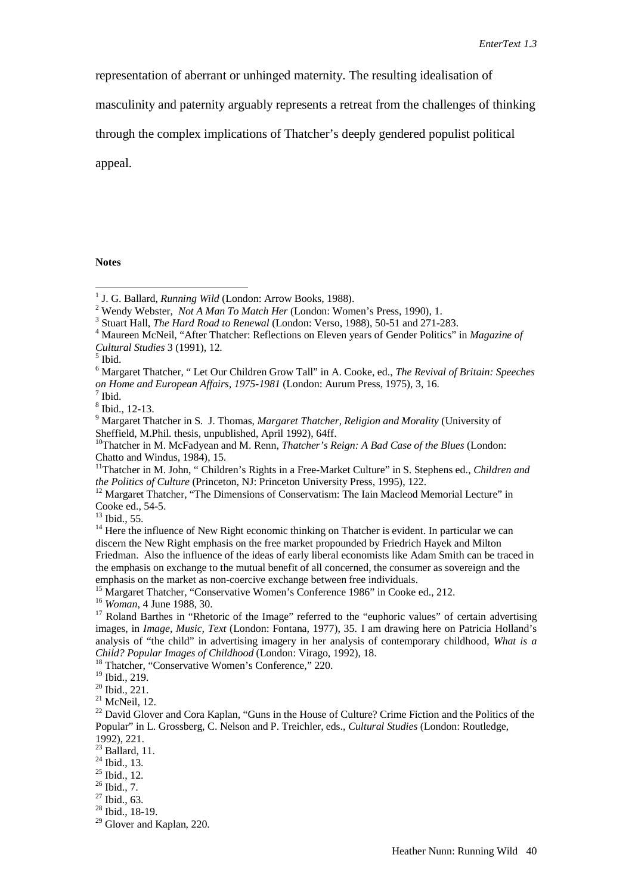representation of aberrant or unhinged maternity. The resulting idealisation of masculinity and paternity arguably represents a retreat from the challenges of thinking through the complex implications of Thatcher's deeply gendered populist political appeal.

**Notes**

[1] J. G. Ballard, *Running Wild* (London: Arrow Books, 1988).
[2] Wendy Webster, *Not A Man To Match Her* (London: Women's Press, 1990), 1.
[3] Stuart Hall, *The Hard Road to Renewal* (London: Verso, 1988), 50-51 and 271-283.
[4] Maureen McNeil, "After Thatcher: Reflections on Eleven years of Gender Politics" in *Magazine of Cultural Studies* 3 (1991), 12.
[5] Ibid.
[6] Margaret Thatcher, " Let Our Children Grow Tall" in A. Cooke, ed., *The Revival of Britain: Speeches on Home and European Affairs, 1975-1981* (London: Aurum Press, 1975), 3, 16.
[7] Ibid.
[8] Ibid., 12-13.
[9] Margaret Thatcher in S. J. Thomas, *Margaret Thatcher, Religion and Morality* (University of Sheffield, M.Phil. thesis, unpublished, April 1992), 64ff.
[10] Thatcher in M. McFadyean and M. Renn, *Thatcher's Reign: A Bad Case of the Blues* (London: Chatto and Windus, 1984), 15.
[11] Thatcher in M. John, " Children's Rights in a Free-Market Culture" in S. Stephens ed., *Children and the Politics of Culture* (Princeton, NJ: Princeton University Press, 1995), 122.
[12] Margaret Thatcher, "The Dimensions of Conservatism: The Iain Macleod Memorial Lecture" in Cooke ed., 54-5.
[13] Ibid., 55.
[14] Here the influence of New Right economic thinking on Thatcher is evident. In particular we can discern the New Right emphasis on the free market propounded by Friedrich Hayek and Milton Friedman. Also the influence of the ideas of early liberal economists like Adam Smith can be traced in the emphasis on exchange to the mutual benefit of all concerned, the consumer as sovereign and the emphasis on the market as non-coercive exchange between free individuals.
[15] Margaret Thatcher, "Conservative Women's Conference 1986" in Cooke ed., 212.
[16] *Woman*, 4 June 1988, 30.
[17] Roland Barthes in "Rhetoric of the Image" referred to the "euphoric values" of certain advertising images, in *Image, Music, Text* (London: Fontana, 1977), 35. I am drawing here on Patricia Holland's analysis of "the child" in advertising imagery in her analysis of contemporary childhood, *What is a Child? Popular Images of Childhood* (London: Virago, 1992), 18.
[18] Thatcher, "Conservative Women's Conference," 220.
[19] Ibid., 219.
[20] Ibid., 221.
[21] McNeil, 12.
[22] David Glover and Cora Kaplan, "Guns in the House of Culture? Crime Fiction and the Politics of the Popular" in L. Grossberg, C. Nelson and P. Treichler, eds., *Cultural Studies* (London: Routledge, 1992), 221.
[23] Ballard, 11.
[24] Ibid., 13.
[25] Ibid., 12.
[26] Ibid., 7.
[27] Ibid., 63.
[28] Ibid., 18-19.
[29] Glover and Kaplan, 220.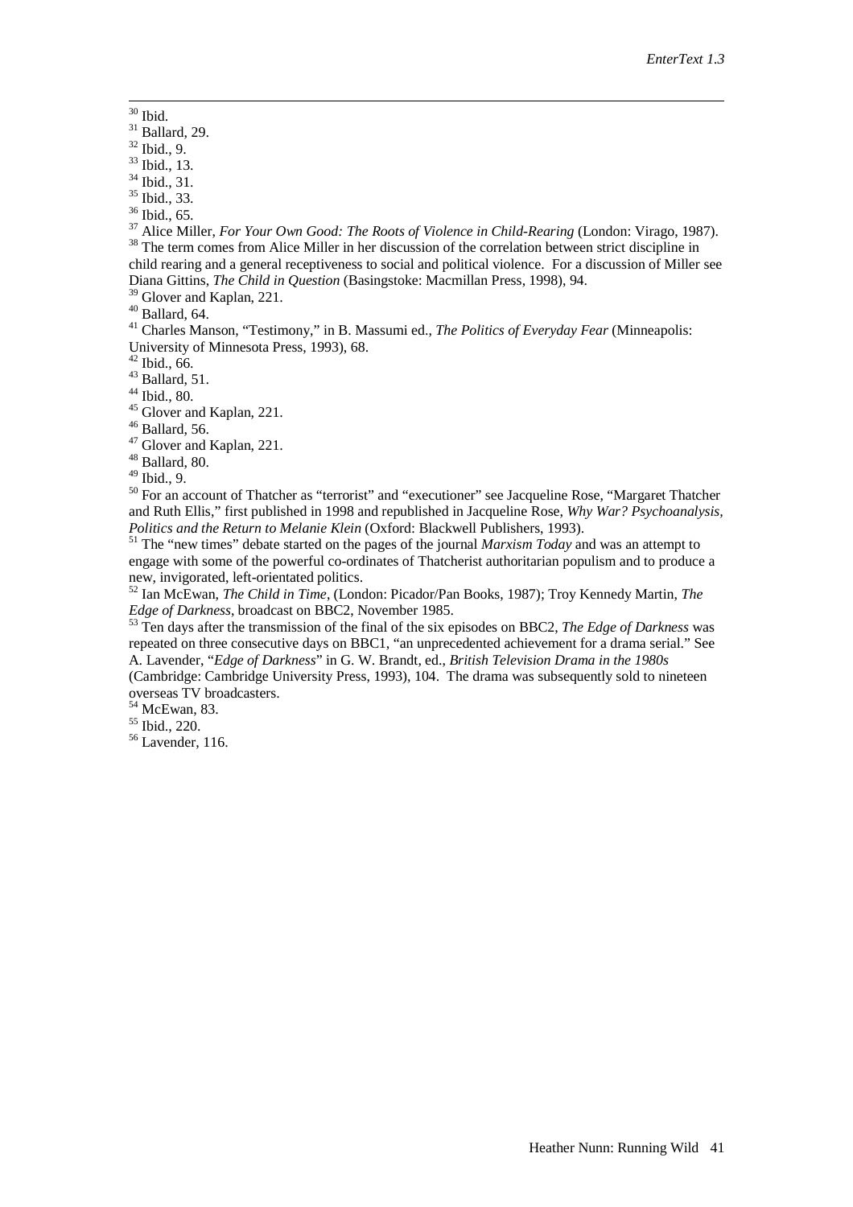[30] Ibid.
[31] Ballard, 29.
[32] Ibid., 9.
[33] Ibid., 13.
[34] Ibid., 31.
[35] Ibid., 33.
[36] Ibid., 65.
[37] Alice Miller, *For Your Own Good: The Roots of Violence in Child-Rearing* (London: Virago, 1987).
[38] The term comes from Alice Miller in her discussion of the correlation between strict discipline in child rearing and a general receptiveness to social and political violence. For a discussion of Miller see Diana Gittins, *The Child in Question* (Basingstoke: Macmillan Press, 1998), 94.
[39] Glover and Kaplan, 221.
[40] Ballard, 64.
[41] Charles Manson, "Testimony," in B. Massumi ed., *The Politics of Everyday Fear* (Minneapolis: University of Minnesota Press, 1993), 68.
[42] Ibid., 66.
[43] Ballard, 51.
[44] Ibid., 80.
[45] Glover and Kaplan, 221.
[46] Ballard, 56.
[47] Glover and Kaplan, 221.
[48] Ballard, 80.
[49] Ibid., 9.
[50] For an account of Thatcher as "terrorist" and "executioner" see Jacqueline Rose, "Margaret Thatcher and Ruth Ellis," first published in 1998 and republished in Jacqueline Rose, *Why War? Psychoanalysis, Politics and the Return to Melanie Klein* (Oxford: Blackwell Publishers, 1993).
[51] The "new times" debate started on the pages of the journal *Marxism Today* and was an attempt to engage with some of the powerful co-ordinates of Thatcherist authoritarian populism and to produce a new, invigorated, left-orientated politics.
[52] Ian McEwan, *The Child in Time*, (London: Picador/Pan Books, 1987); Troy Kennedy Martin, *The Edge of Darkness*, broadcast on BBC2, November 1985.
[53] Ten days after the transmission of the final of the six episodes on BBC2, *The Edge of Darkness* was repeated on three consecutive days on BBC1, "an unprecedented achievement for a drama serial." See A. Lavender, "*Edge of Darkness*" in G. W. Brandt, ed., *British Television Drama in the 1980s* (Cambridge: Cambridge University Press, 1993), 104. The drama was subsequently sold to nineteen overseas TV broadcasters.
[54] McEwan, 83.
[55] Ibid., 220.
[56] Lavender, 116.